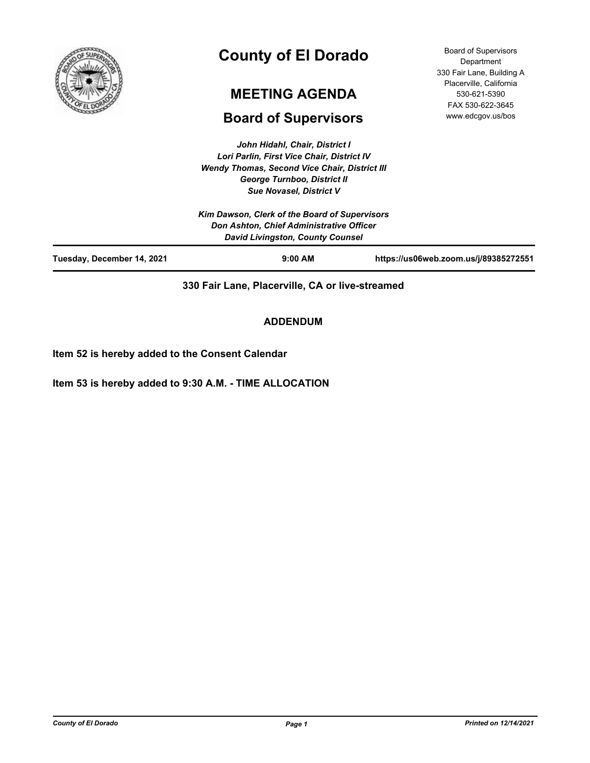# County of El Dorado

## MEETING AGENDA

## Board of Supervisors

Board of Supervisors Department
330 Fair Lane, Building A
Placerville, California
530-621-5390
FAX 530-622-3645
www.edcgov.us/bos

*John Hidahl, Chair, District I*
*Lori Parlin, First Vice Chair, District IV*
*Wendy Thomas, Second Vice Chair, District III*
*George Turnboo, District II*
*Sue Novasel, District V*

*Kim Dawson, Clerk of the Board of Supervisors*
*Don Ashton, Chief Administrative Officer*
*David Livingston, County Counsel*

| Tuesday, December 14, 2021 | 9:00 AM | https://us06web.zoom.us/j/89385272551 |
|---|---|---|

**330 Fair Lane, Placerville, CA or live-streamed**

**ADDENDUM**

**Item 52 is hereby added to the Consent Calendar**

**Item 53 is hereby added to 9:30 A.M. - TIME ALLOCATION**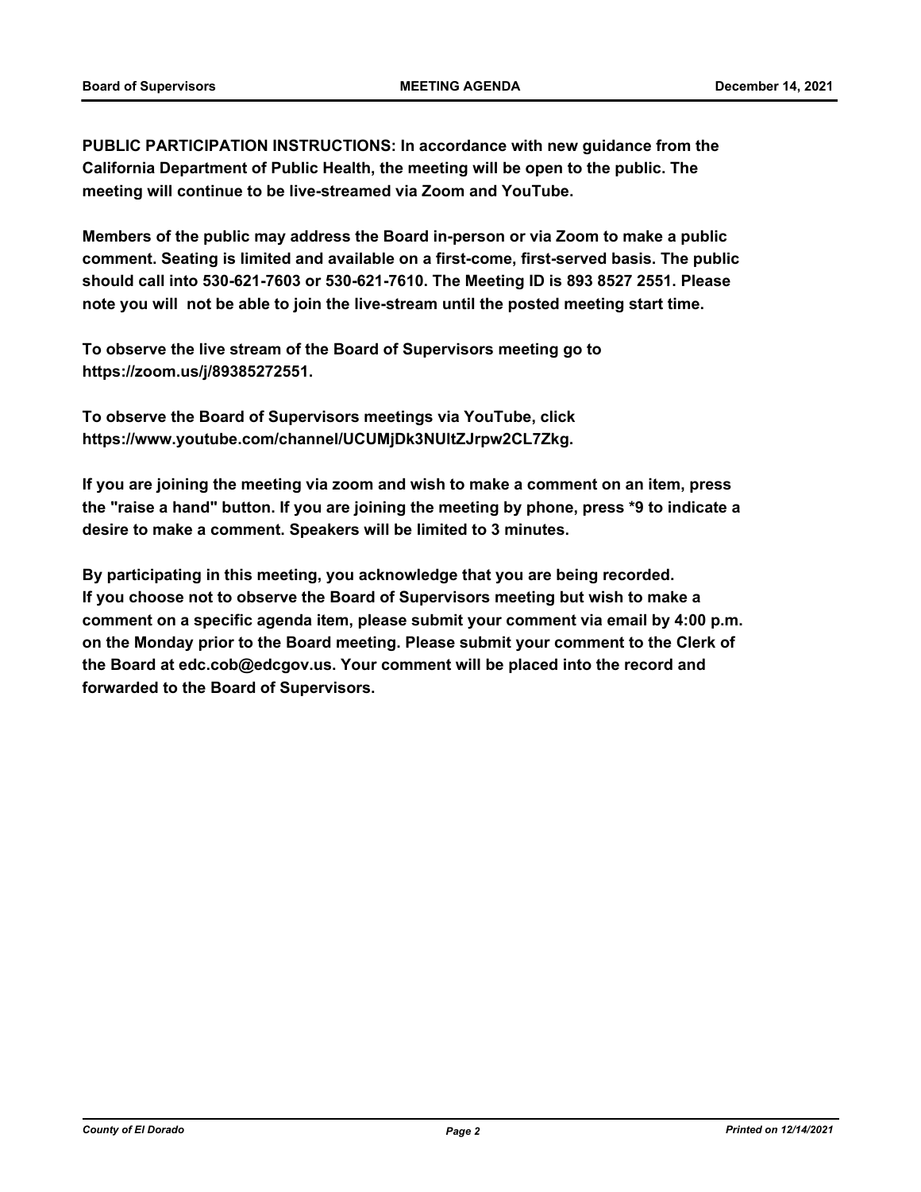**PUBLIC PARTICIPATION INSTRUCTIONS: In accordance with new guidance from the California Department of Public Health, the meeting will be open to the public. The meeting will continue to be live-streamed via Zoom and YouTube.**

**Members of the public may address the Board in-person or via Zoom to make a public comment. Seating is limited and available on a first-come, first-served basis. The public should call into 530-621-7603 or 530-621-7610. The Meeting ID is 893 8527 2551. Please note you will not be able to join the live-stream until the posted meeting start time.**

**To observe the live stream of the Board of Supervisors meeting go to https://zoom.us/j/89385272551.**

**To observe the Board of Supervisors meetings via YouTube, click https://www.youtube.com/channel/UCUMjDk3NUltZJrpw2CL7Zkg.**

**If you are joining the meeting via zoom and wish to make a comment on an item, press the "raise a hand" button. If you are joining the meeting by phone, press *9 to indicate a desire to make a comment. Speakers will be limited to 3 minutes.**

**By participating in this meeting, you acknowledge that you are being recorded. If you choose not to observe the Board of Supervisors meeting but wish to make a comment on a specific agenda item, please submit your comment via email by 4:00 p.m. on the Monday prior to the Board meeting. Please submit your comment to the Clerk of the Board at edc.cob@edcgov.us. Your comment will be placed into the record and forwarded to the Board of Supervisors.**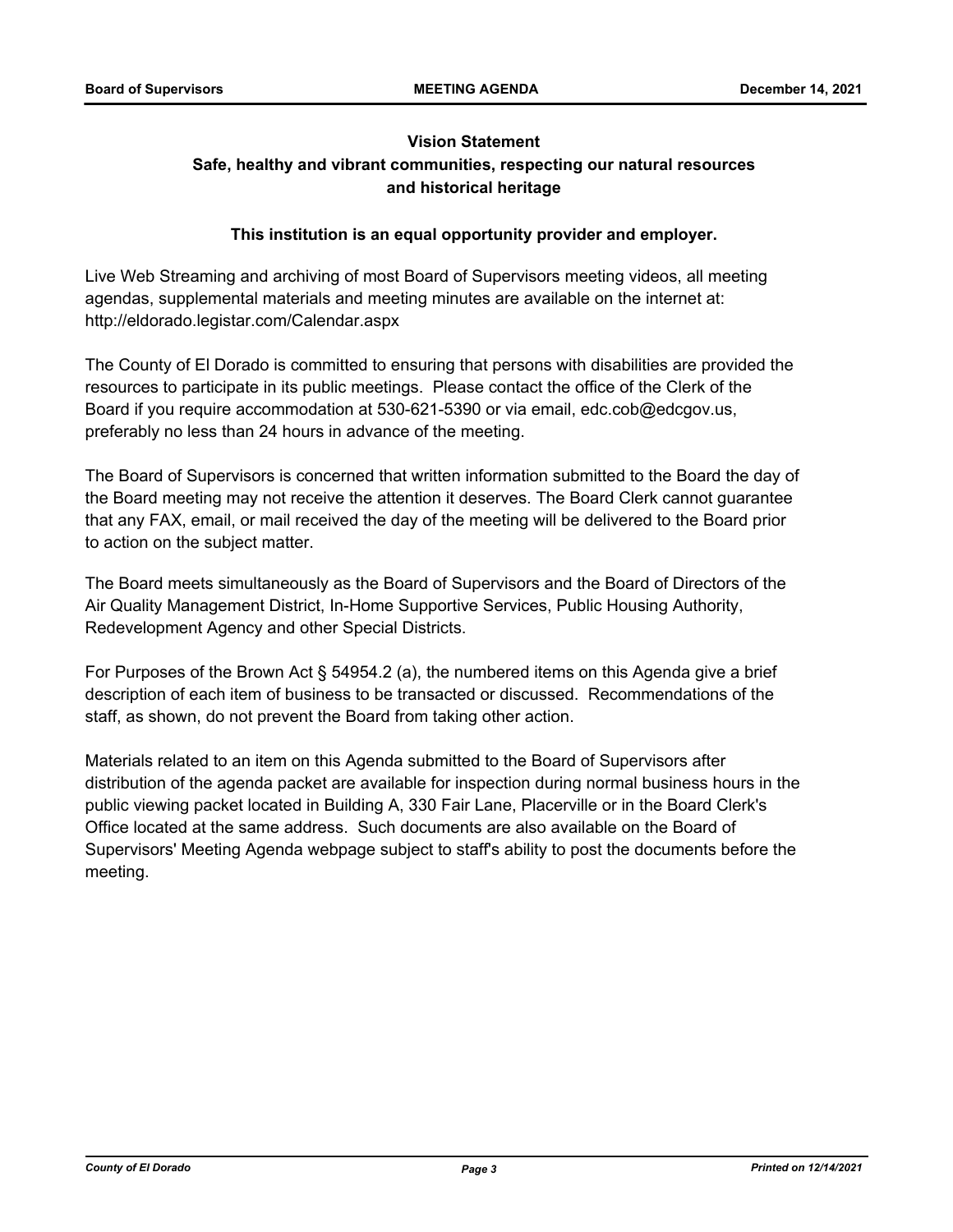**Vision Statement**

**Safe, healthy and vibrant communities, respecting our natural resources and historical heritage**

**This institution is an equal opportunity provider and employer.**

Live Web Streaming and archiving of most Board of Supervisors meeting videos, all meeting agendas, supplemental materials and meeting minutes are available on the internet at: http://eldorado.legistar.com/Calendar.aspx

The County of El Dorado is committed to ensuring that persons with disabilities are provided the resources to participate in its public meetings. Please contact the office of the Clerk of the Board if you require accommodation at 530-621-5390 or via email, edc.cob@edcgov.us, preferably no less than 24 hours in advance of the meeting.

The Board of Supervisors is concerned that written information submitted to the Board the day of the Board meeting may not receive the attention it deserves. The Board Clerk cannot guarantee that any FAX, email, or mail received the day of the meeting will be delivered to the Board prior to action on the subject matter.

The Board meets simultaneously as the Board of Supervisors and the Board of Directors of the Air Quality Management District, In-Home Supportive Services, Public Housing Authority, Redevelopment Agency and other Special Districts.

For Purposes of the Brown Act § 54954.2 (a), the numbered items on this Agenda give a brief description of each item of business to be transacted or discussed. Recommendations of the staff, as shown, do not prevent the Board from taking other action.

Materials related to an item on this Agenda submitted to the Board of Supervisors after distribution of the agenda packet are available for inspection during normal business hours in the public viewing packet located in Building A, 330 Fair Lane, Placerville or in the Board Clerk's Office located at the same address. Such documents are also available on the Board of Supervisors' Meeting Agenda webpage subject to staff's ability to post the documents before the meeting.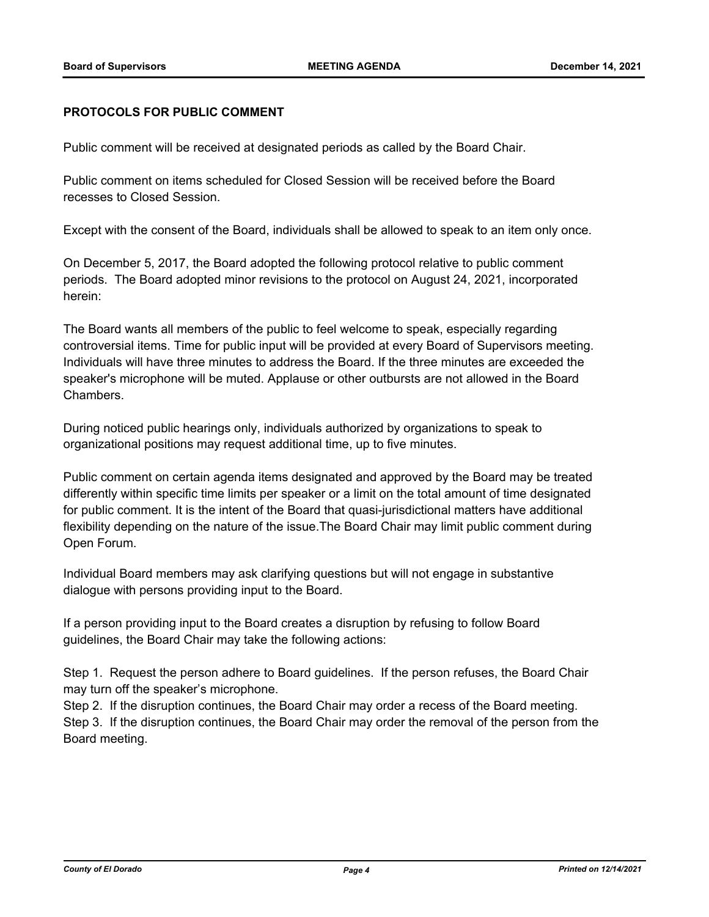**PROTOCOLS FOR PUBLIC COMMENT**

Public comment will be received at designated periods as called by the Board Chair.

Public comment on items scheduled for Closed Session will be received before the Board recesses to Closed Session.

Except with the consent of the Board, individuals shall be allowed to speak to an item only once.

On December 5, 2017, the Board adopted the following protocol relative to public comment periods. The Board adopted minor revisions to the protocol on August 24, 2021, incorporated herein:

The Board wants all members of the public to feel welcome to speak, especially regarding controversial items. Time for public input will be provided at every Board of Supervisors meeting. Individuals will have three minutes to address the Board. If the three minutes are exceeded the speaker's microphone will be muted. Applause or other outbursts are not allowed in the Board Chambers.

During noticed public hearings only, individuals authorized by organizations to speak to organizational positions may request additional time, up to five minutes.

Public comment on certain agenda items designated and approved by the Board may be treated differently within specific time limits per speaker or a limit on the total amount of time designated for public comment. It is the intent of the Board that quasi-jurisdictional matters have additional flexibility depending on the nature of the issue.The Board Chair may limit public comment during Open Forum.

Individual Board members may ask clarifying questions but will not engage in substantive dialogue with persons providing input to the Board.

If a person providing input to the Board creates a disruption by refusing to follow Board guidelines, the Board Chair may take the following actions:

Step 1. Request the person adhere to Board guidelines. If the person refuses, the Board Chair may turn off the speaker's microphone.
Step 2. If the disruption continues, the Board Chair may order a recess of the Board meeting.
Step 3. If the disruption continues, the Board Chair may order the removal of the person from the Board meeting.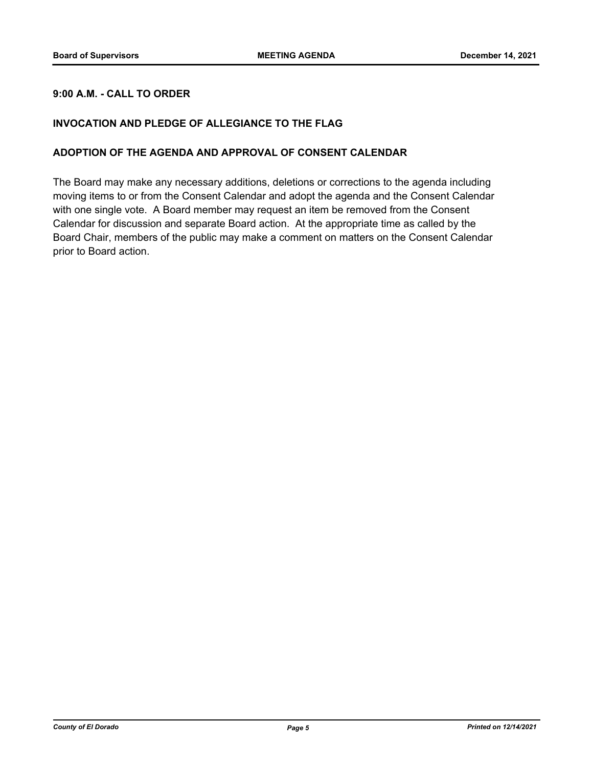**9:00 A.M. - CALL TO ORDER**

**INVOCATION AND PLEDGE OF ALLEGIANCE TO THE FLAG**

**ADOPTION OF THE AGENDA AND APPROVAL OF CONSENT CALENDAR**

The Board may make any necessary additions, deletions or corrections to the agenda including moving items to or from the Consent Calendar and adopt the agenda and the Consent Calendar with one single vote. A Board member may request an item be removed from the Consent Calendar for discussion and separate Board action. At the appropriate time as called by the Board Chair, members of the public may make a comment on matters on the Consent Calendar prior to Board action.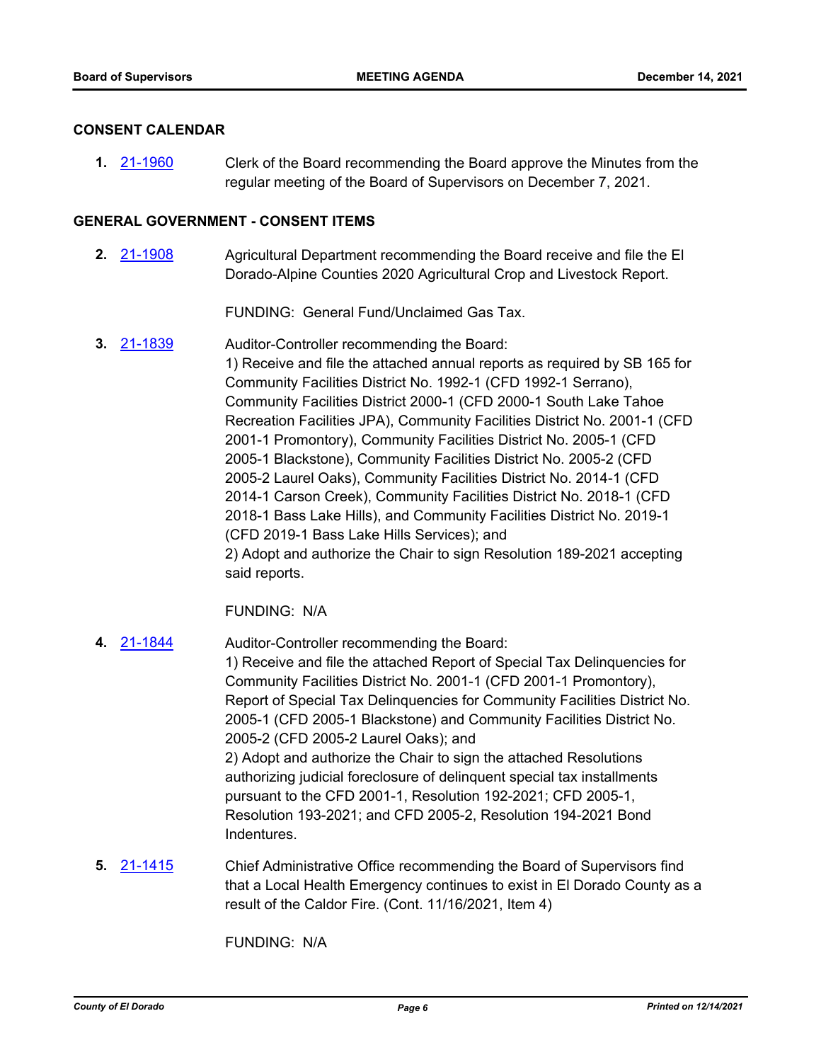## CONSENT CALENDAR

**1.** 21-1960 Clerk of the Board recommending the Board approve the Minutes from the regular meeting of the Board of Supervisors on December 7, 2021.

## GENERAL GOVERNMENT - CONSENT ITEMS

**2.** 21-1908 Agricultural Department recommending the Board receive and file the El Dorado-Alpine Counties 2020 Agricultural Crop and Livestock Report.

FUNDING: General Fund/Unclaimed Gas Tax.

**3.** 21-1839 Auditor-Controller recommending the Board:
1) Receive and file the attached annual reports as required by SB 165 for Community Facilities District No. 1992-1 (CFD 1992-1 Serrano), Community Facilities District 2000-1 (CFD 2000-1 South Lake Tahoe Recreation Facilities JPA), Community Facilities District No. 2001-1 (CFD 2001-1 Promontory), Community Facilities District No. 2005-1 (CFD 2005-1 Blackstone), Community Facilities District No. 2005-2 (CFD 2005-2 Laurel Oaks), Community Facilities District No. 2014-1 (CFD 2014-1 Carson Creek), Community Facilities District No. 2018-1 (CFD 2018-1 Bass Lake Hills), and Community Facilities District No. 2019-1 (CFD 2019-1 Bass Lake Hills Services); and
2) Adopt and authorize the Chair to sign Resolution 189-2021 accepting said reports.

FUNDING: N/A

**4.** 21-1844 Auditor-Controller recommending the Board:
1) Receive and file the attached Report of Special Tax Delinquencies for Community Facilities District No. 2001-1 (CFD 2001-1 Promontory), Report of Special Tax Delinquencies for Community Facilities District No. 2005-1 (CFD 2005-1 Blackstone) and Community Facilities District No. 2005-2 (CFD 2005-2 Laurel Oaks); and
2) Adopt and authorize the Chair to sign the attached Resolutions authorizing judicial foreclosure of delinquent special tax installments pursuant to the CFD 2001-1, Resolution 192-2021; CFD 2005-1, Resolution 193-2021; and CFD 2005-2, Resolution 194-2021 Bond Indentures.

**5.** 21-1415 Chief Administrative Office recommending the Board of Supervisors find that a Local Health Emergency continues to exist in El Dorado County as a result of the Caldor Fire. (Cont. 11/16/2021, Item 4)

FUNDING: N/A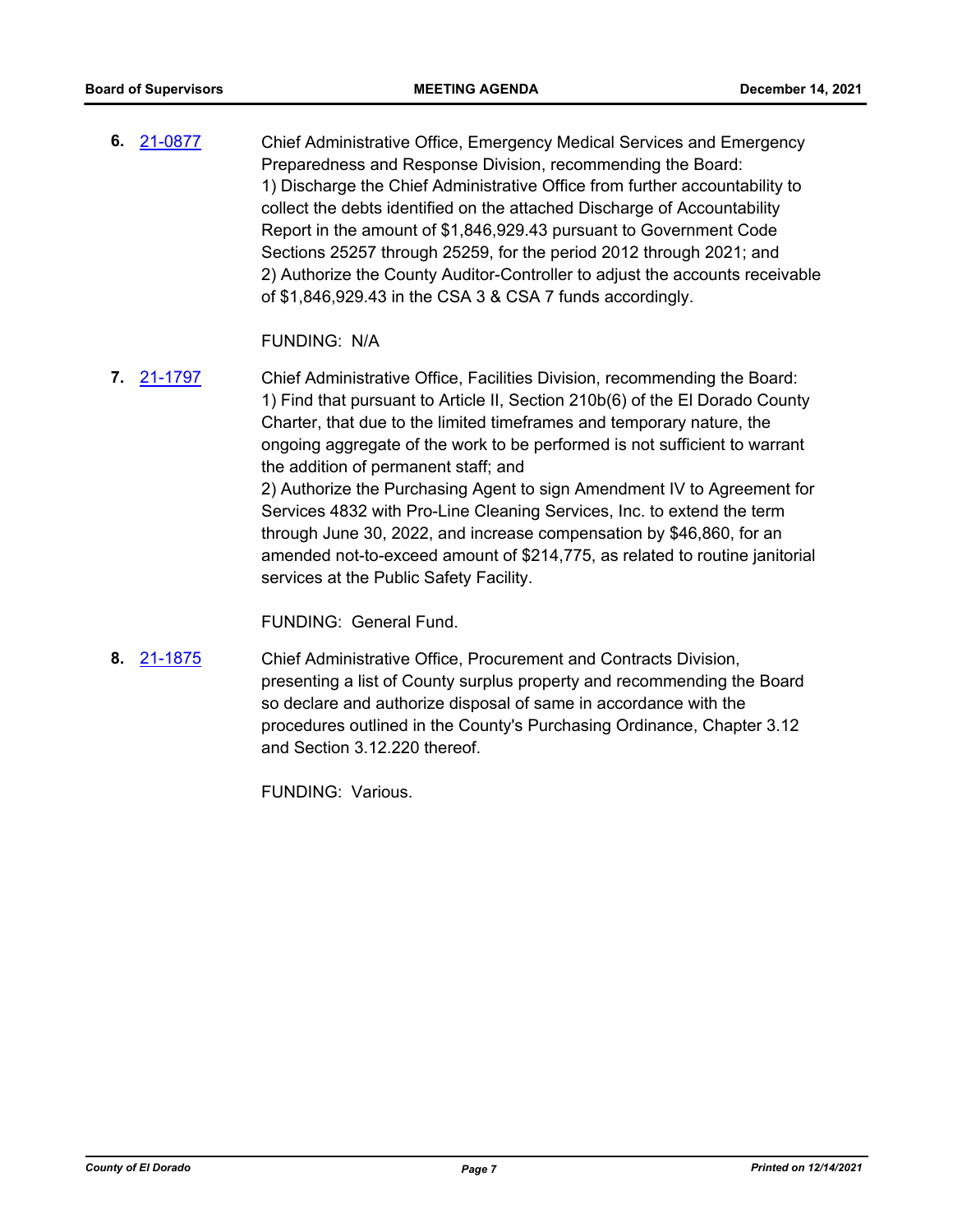**6.** 21-0877

Chief Administrative Office, Emergency Medical Services and Emergency Preparedness and Response Division, recommending the Board:
1) Discharge the Chief Administrative Office from further accountability to collect the debts identified on the attached Discharge of Accountability Report in the amount of $1,846,929.43 pursuant to Government Code Sections 25257 through 25259, for the period 2012 through 2021; and
2) Authorize the County Auditor-Controller to adjust the accounts receivable of $1,846,929.43 in the CSA 3 & CSA 7 funds accordingly.

FUNDING: N/A

**7.** 21-1797

Chief Administrative Office, Facilities Division, recommending the Board:
1) Find that pursuant to Article II, Section 210b(6) of the El Dorado County Charter, that due to the limited timeframes and temporary nature, the ongoing aggregate of the work to be performed is not sufficient to warrant the addition of permanent staff; and
2) Authorize the Purchasing Agent to sign Amendment IV to Agreement for Services 4832 with Pro-Line Cleaning Services, Inc. to extend the term through June 30, 2022, and increase compensation by $46,860, for an amended not-to-exceed amount of $214,775, as related to routine janitorial services at the Public Safety Facility.

FUNDING: General Fund.

**8.** 21-1875

Chief Administrative Office, Procurement and Contracts Division, presenting a list of County surplus property and recommending the Board so declare and authorize disposal of same in accordance with the procedures outlined in the County's Purchasing Ordinance, Chapter 3.12 and Section 3.12.220 thereof.

FUNDING: Various.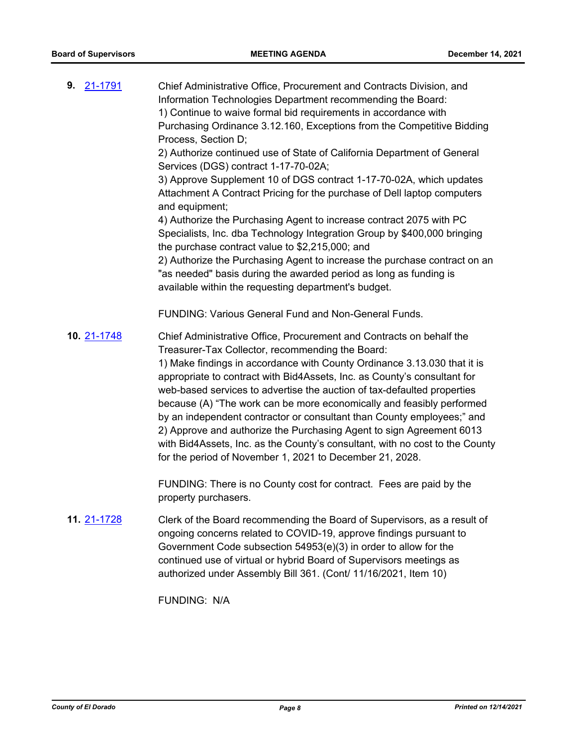**9.** 21-1791

Chief Administrative Office, Procurement and Contracts Division, and Information Technologies Department recommending the Board:
1) Continue to waive formal bid requirements in accordance with Purchasing Ordinance 3.12.160, Exceptions from the Competitive Bidding Process, Section D;
2) Authorize continued use of State of California Department of General Services (DGS) contract 1-17-70-02A;
3) Approve Supplement 10 of DGS contract 1-17-70-02A, which updates Attachment A Contract Pricing for the purchase of Dell laptop computers and equipment;
4) Authorize the Purchasing Agent to increase contract 2075 with PC Specialists, Inc. dba Technology Integration Group by $400,000 bringing the purchase contract value to $2,215,000; and
2) Authorize the Purchasing Agent to increase the purchase contract on an "as needed" basis during the awarded period as long as funding is available within the requesting department's budget.

FUNDING: Various General Fund and Non-General Funds.

**10.** 21-1748

Chief Administrative Office, Procurement and Contracts on behalf the Treasurer-Tax Collector, recommending the Board:
1) Make findings in accordance with County Ordinance 3.13.030 that it is appropriate to contract with Bid4Assets, Inc. as County's consultant for web-based services to advertise the auction of tax-defaulted properties because (A) "The work can be more economically and feasibly performed by an independent contractor or consultant than County employees;" and
2) Approve and authorize the Purchasing Agent to sign Agreement 6013 with Bid4Assets, Inc. as the County's consultant, with no cost to the County for the period of November 1, 2021 to December 21, 2028.

FUNDING: There is no County cost for contract. Fees are paid by the property purchasers.

**11.** 21-1728

Clerk of the Board recommending the Board of Supervisors, as a result of ongoing concerns related to COVID-19, approve findings pursuant to Government Code subsection 54953(e)(3) in order to allow for the continued use of virtual or hybrid Board of Supervisors meetings as authorized under Assembly Bill 361. (Cont/ 11/16/2021, Item 10)

FUNDING: N/A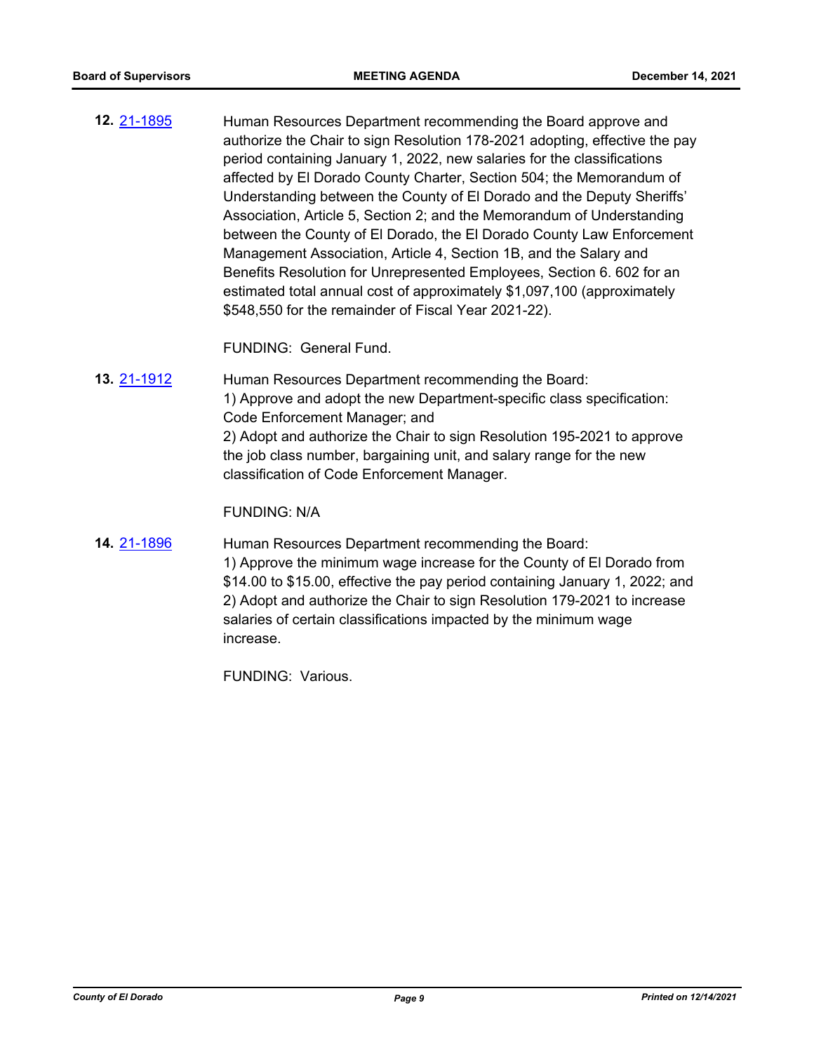**12.** 21-1895 Human Resources Department recommending the Board approve and authorize the Chair to sign Resolution 178-2021 adopting, effective the pay period containing January 1, 2022, new salaries for the classifications affected by El Dorado County Charter, Section 504; the Memorandum of Understanding between the County of El Dorado and the Deputy Sheriffs' Association, Article 5, Section 2; and the Memorandum of Understanding between the County of El Dorado, the El Dorado County Law Enforcement Management Association, Article 4, Section 1B, and the Salary and Benefits Resolution for Unrepresented Employees, Section 6. 602 for an estimated total annual cost of approximately $1,097,100 (approximately $548,550 for the remainder of Fiscal Year 2021-22).

FUNDING: General Fund.

**13.** 21-1912 Human Resources Department recommending the Board:
1) Approve and adopt the new Department-specific class specification: Code Enforcement Manager; and
2) Adopt and authorize the Chair to sign Resolution 195-2021 to approve the job class number, bargaining unit, and salary range for the new classification of Code Enforcement Manager.

FUNDING: N/A

**14.** 21-1896 Human Resources Department recommending the Board:
1) Approve the minimum wage increase for the County of El Dorado from $14.00 to $15.00, effective the pay period containing January 1, 2022; and
2) Adopt and authorize the Chair to sign Resolution 179-2021 to increase salaries of certain classifications impacted by the minimum wage increase.

FUNDING: Various.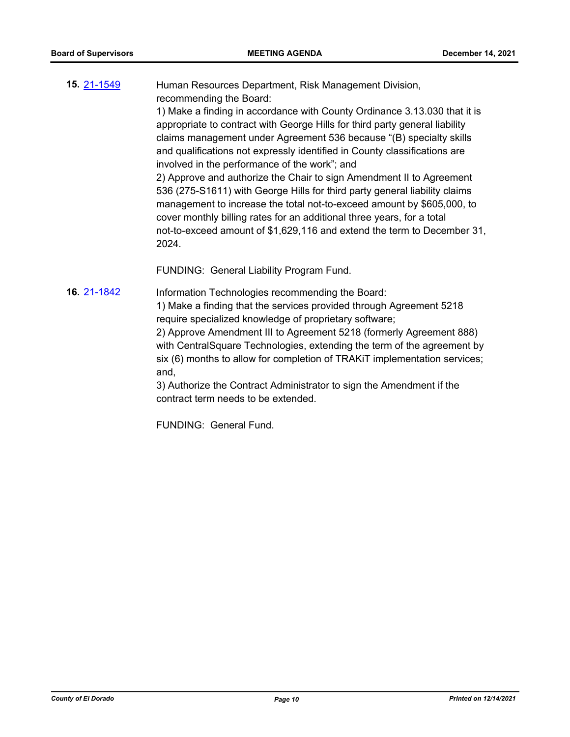**15.** [21-1549](21-1549)

Human Resources Department, Risk Management Division, recommending the Board:

1) Make a finding in accordance with County Ordinance 3.13.030 that it is appropriate to contract with George Hills for third party general liability claims management under Agreement 536 because "(B) specialty skills and qualifications not expressly identified in County classifications are involved in the performance of the work"; and

2) Approve and authorize the Chair to sign Amendment II to Agreement 536 (275-S1611) with George Hills for third party general liability claims management to increase the total not-to-exceed amount by $605,000, to cover monthly billing rates for an additional three years, for a total not-to-exceed amount of $1,629,116 and extend the term to December 31, 2024.

FUNDING: General Liability Program Fund.

**16.** [21-1842](21-1842)

Information Technologies recommending the Board:

1) Make a finding that the services provided through Agreement 5218 require specialized knowledge of proprietary software;

2) Approve Amendment III to Agreement 5218 (formerly Agreement 888) with CentralSquare Technologies, extending the term of the agreement by six (6) months to allow for completion of TRAKiT implementation services; and,

3) Authorize the Contract Administrator to sign the Amendment if the contract term needs to be extended.

FUNDING: General Fund.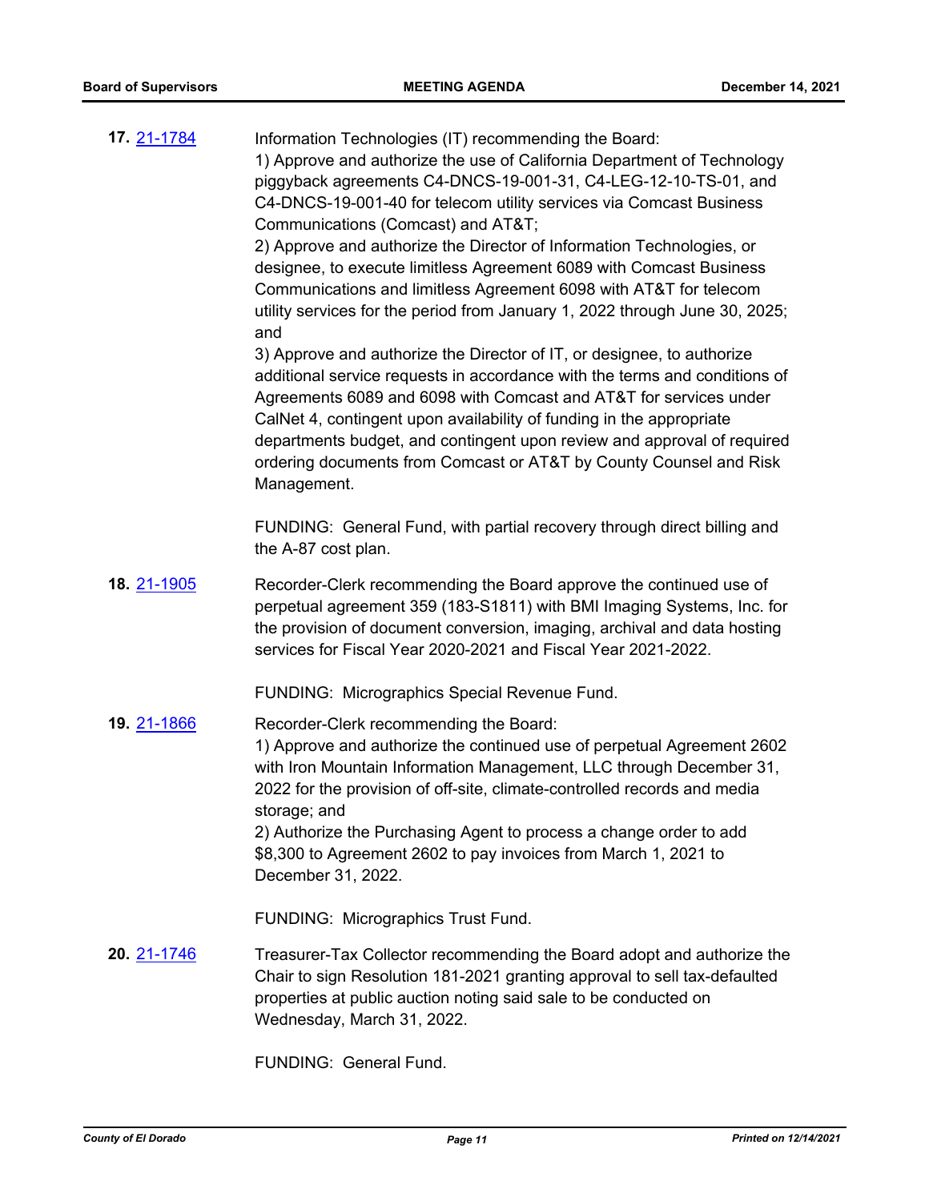**17.** 21-1784

Information Technologies (IT) recommending the Board:
1) Approve and authorize the use of California Department of Technology piggyback agreements C4-DNCS-19-001-31, C4-LEG-12-10-TS-01, and C4-DNCS-19-001-40 for telecom utility services via Comcast Business Communications (Comcast) and AT&T;
2) Approve and authorize the Director of Information Technologies, or designee, to execute limitless Agreement 6089 with Comcast Business Communications and limitless Agreement 6098 with AT&T for telecom utility services for the period from January 1, 2022 through June 30, 2025; and
3) Approve and authorize the Director of IT, or designee, to authorize additional service requests in accordance with the terms and conditions of Agreements 6089 and 6098 with Comcast and AT&T for services under CalNet 4, contingent upon availability of funding in the appropriate departments budget, and contingent upon review and approval of required ordering documents from Comcast or AT&T by County Counsel and Risk Management.

FUNDING: General Fund, with partial recovery through direct billing and the A-87 cost plan.

**18.** 21-1905

Recorder-Clerk recommending the Board approve the continued use of perpetual agreement 359 (183-S1811) with BMI Imaging Systems, Inc. for the provision of document conversion, imaging, archival and data hosting services for Fiscal Year 2020-2021 and Fiscal Year 2021-2022.

FUNDING: Micrographics Special Revenue Fund.

**19.** 21-1866

Recorder-Clerk recommending the Board:
1) Approve and authorize the continued use of perpetual Agreement 2602 with Iron Mountain Information Management, LLC through December 31, 2022 for the provision of off-site, climate-controlled records and media storage; and
2) Authorize the Purchasing Agent to process a change order to add $8,300 to Agreement 2602 to pay invoices from March 1, 2021 to December 31, 2022.

FUNDING: Micrographics Trust Fund.

**20.** 21-1746

Treasurer-Tax Collector recommending the Board adopt and authorize the Chair to sign Resolution 181-2021 granting approval to sell tax-defaulted properties at public auction noting said sale to be conducted on Wednesday, March 31, 2022.

FUNDING: General Fund.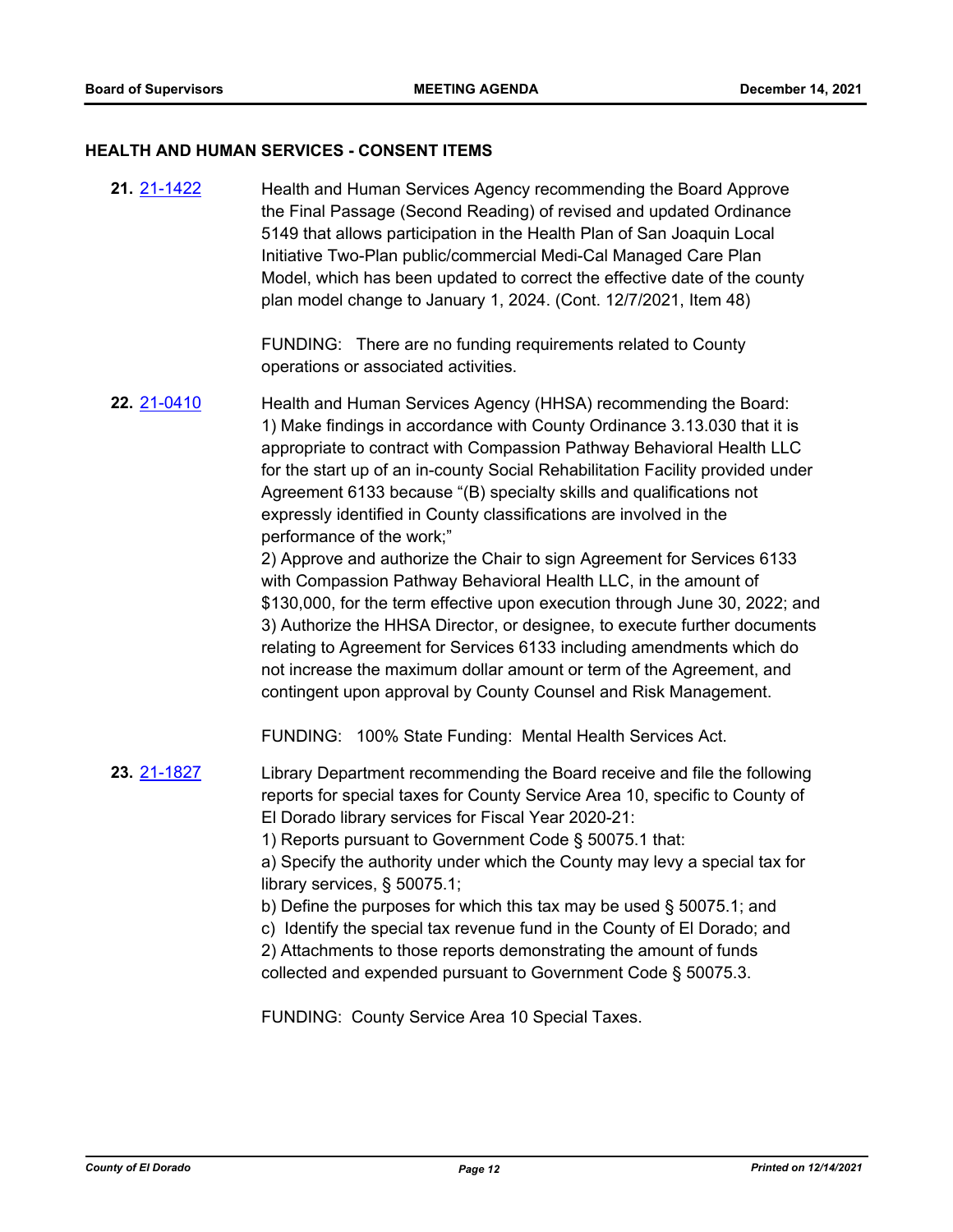## HEALTH AND HUMAN SERVICES - CONSENT ITEMS

**21.** 21-1422 Health and Human Services Agency recommending the Board Approve the Final Passage (Second Reading) of revised and updated Ordinance 5149 that allows participation in the Health Plan of San Joaquin Local Initiative Two-Plan public/commercial Medi-Cal Managed Care Plan Model, which has been updated to correct the effective date of the county plan model change to January 1, 2024. (Cont. 12/7/2021, Item 48)

FUNDING: There are no funding requirements related to County operations or associated activities.

**22.** 21-0410 Health and Human Services Agency (HHSA) recommending the Board:
1) Make findings in accordance with County Ordinance 3.13.030 that it is appropriate to contract with Compassion Pathway Behavioral Health LLC for the start up of an in-county Social Rehabilitation Facility provided under Agreement 6133 because "(B) specialty skills and qualifications not expressly identified in County classifications are involved in the performance of the work;"
2) Approve and authorize the Chair to sign Agreement for Services 6133 with Compassion Pathway Behavioral Health LLC, in the amount of $130,000, for the term effective upon execution through June 30, 2022; and
3) Authorize the HHSA Director, or designee, to execute further documents relating to Agreement for Services 6133 including amendments which do not increase the maximum dollar amount or term of the Agreement, and contingent upon approval by County Counsel and Risk Management.

FUNDING: 100% State Funding: Mental Health Services Act.

**23.** 21-1827 Library Department recommending the Board receive and file the following reports for special taxes for County Service Area 10, specific to County of El Dorado library services for Fiscal Year 2020-21:
1) Reports pursuant to Government Code § 50075.1 that:
a) Specify the authority under which the County may levy a special tax for library services, § 50075.1;
b) Define the purposes for which this tax may be used § 50075.1; and
c) Identify the special tax revenue fund in the County of El Dorado; and
2) Attachments to those reports demonstrating the amount of funds collected and expended pursuant to Government Code § 50075.3.

FUNDING: County Service Area 10 Special Taxes.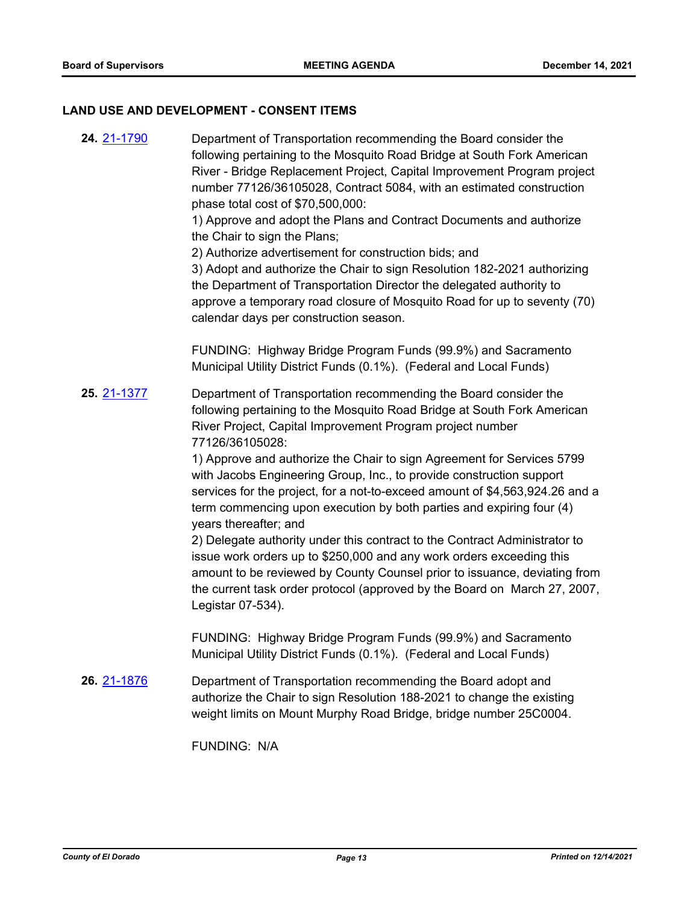## LAND USE AND DEVELOPMENT - CONSENT ITEMS

**24.** 21-1790

Department of Transportation recommending the Board consider the following pertaining to the Mosquito Road Bridge at South Fork American River - Bridge Replacement Project, Capital Improvement Program project number 77126/36105028, Contract 5084, with an estimated construction phase total cost of $70,500,000:

1) Approve and adopt the Plans and Contract Documents and authorize the Chair to sign the Plans;
2) Authorize advertisement for construction bids; and
3) Adopt and authorize the Chair to sign Resolution 182-2021 authorizing the Department of Transportation Director the delegated authority to approve a temporary road closure of Mosquito Road for up to seventy (70) calendar days per construction season.

FUNDING: Highway Bridge Program Funds (99.9%) and Sacramento Municipal Utility District Funds (0.1%). (Federal and Local Funds)

**25.** 21-1377

Department of Transportation recommending the Board consider the following pertaining to the Mosquito Road Bridge at South Fork American River Project, Capital Improvement Program project number 77126/36105028:

1) Approve and authorize the Chair to sign Agreement for Services 5799 with Jacobs Engineering Group, Inc., to provide construction support services for the project, for a not-to-exceed amount of $4,563,924.26 and a term commencing upon execution by both parties and expiring four (4) years thereafter; and
2) Delegate authority under this contract to the Contract Administrator to issue work orders up to $250,000 and any work orders exceeding this amount to be reviewed by County Counsel prior to issuance, deviating from the current task order protocol (approved by the Board on March 27, 2007, Legistar 07-534).

FUNDING: Highway Bridge Program Funds (99.9%) and Sacramento Municipal Utility District Funds (0.1%). (Federal and Local Funds)

**26.** 21-1876

Department of Transportation recommending the Board adopt and authorize the Chair to sign Resolution 188-2021 to change the existing weight limits on Mount Murphy Road Bridge, bridge number 25C0004.

FUNDING: N/A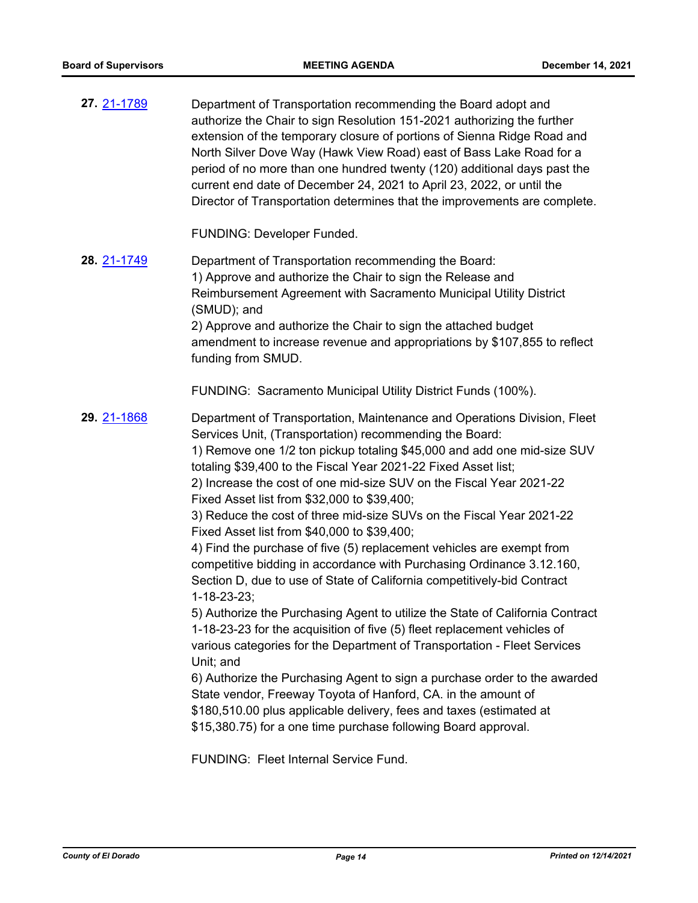**27.** [21-1789](21-1789)

Department of Transportation recommending the Board adopt and authorize the Chair to sign Resolution 151-2021 authorizing the further extension of the temporary closure of portions of Sienna Ridge Road and North Silver Dove Way (Hawk View Road) east of Bass Lake Road for a period of no more than one hundred twenty (120) additional days past the current end date of December 24, 2021 to April 23, 2022, or until the Director of Transportation determines that the improvements are complete.

FUNDING: Developer Funded.

**28.** [21-1749](21-1749)

Department of Transportation recommending the Board:
1) Approve and authorize the Chair to sign the Release and Reimbursement Agreement with Sacramento Municipal Utility District (SMUD); and
2) Approve and authorize the Chair to sign the attached budget amendment to increase revenue and appropriations by $107,855 to reflect funding from SMUD.

FUNDING: Sacramento Municipal Utility District Funds (100%).

**29.** [21-1868](21-1868)

Department of Transportation, Maintenance and Operations Division, Fleet Services Unit, (Transportation) recommending the Board:
1) Remove one 1/2 ton pickup totaling $45,000 and add one mid-size SUV totaling $39,400 to the Fiscal Year 2021-22 Fixed Asset list;
2) Increase the cost of one mid-size SUV on the Fiscal Year 2021-22 Fixed Asset list from $32,000 to $39,400;
3) Reduce the cost of three mid-size SUVs on the Fiscal Year 2021-22 Fixed Asset list from $40,000 to $39,400;
4) Find the purchase of five (5) replacement vehicles are exempt from competitive bidding in accordance with Purchasing Ordinance 3.12.160, Section D, due to use of State of California competitively-bid Contract 1-18-23-23;
5) Authorize the Purchasing Agent to utilize the State of California Contract 1-18-23-23 for the acquisition of five (5) fleet replacement vehicles of various categories for the Department of Transportation - Fleet Services Unit; and
6) Authorize the Purchasing Agent to sign a purchase order to the awarded State vendor, Freeway Toyota of Hanford, CA. in the amount of $180,510.00 plus applicable delivery, fees and taxes (estimated at $15,380.75) for a one time purchase following Board approval.

FUNDING: Fleet Internal Service Fund.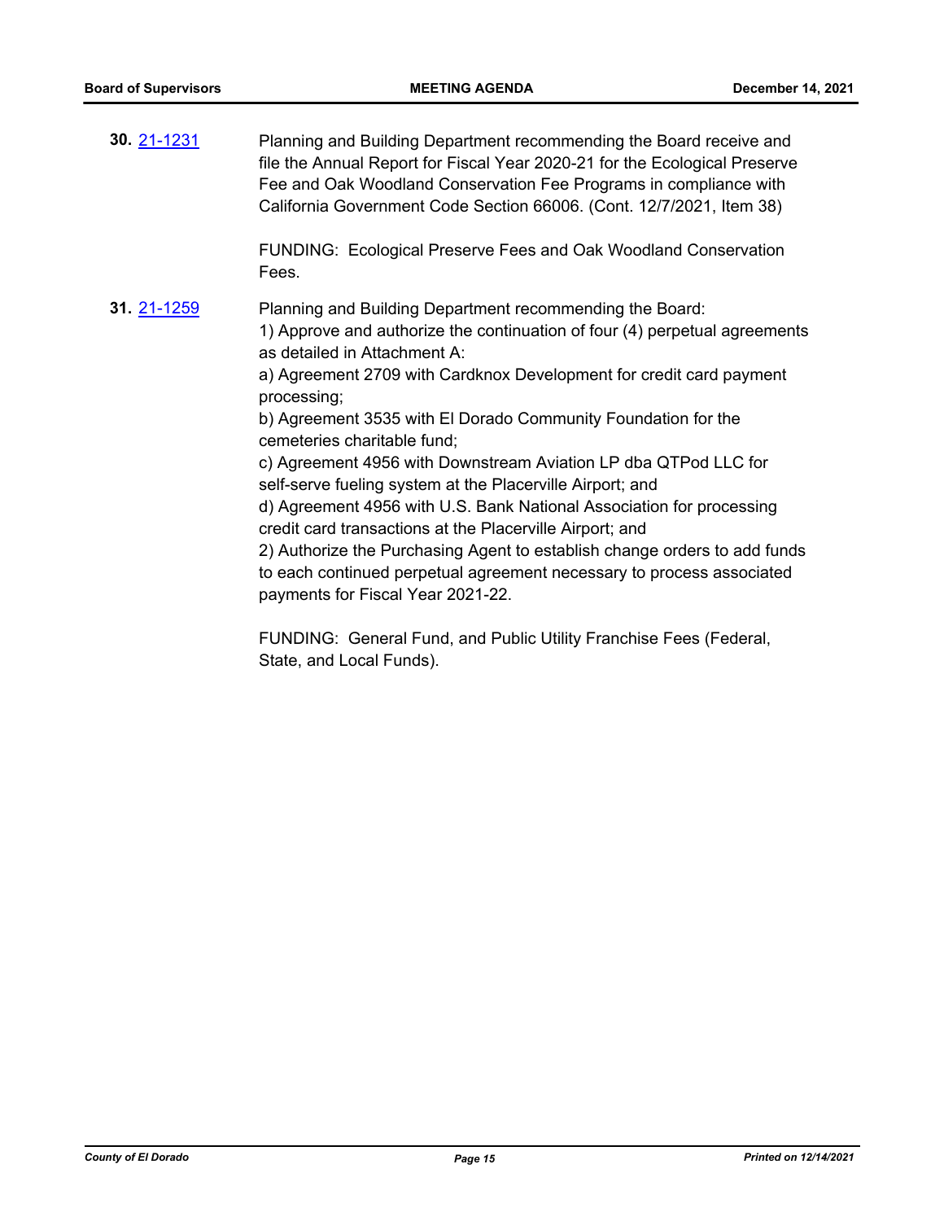**30.** 21-1231

Planning and Building Department recommending the Board receive and file the Annual Report for Fiscal Year 2020-21 for the Ecological Preserve Fee and Oak Woodland Conservation Fee Programs in compliance with California Government Code Section 66006. (Cont. 12/7/2021, Item 38)

FUNDING: Ecological Preserve Fees and Oak Woodland Conservation Fees.

**31.** 21-1259

Planning and Building Department recommending the Board:
1) Approve and authorize the continuation of four (4) perpetual agreements as detailed in Attachment A:
a) Agreement 2709 with Cardknox Development for credit card payment processing;
b) Agreement 3535 with El Dorado Community Foundation for the cemeteries charitable fund;
c) Agreement 4956 with Downstream Aviation LP dba QTPod LLC for self-serve fueling system at the Placerville Airport; and
d) Agreement 4956 with U.S. Bank National Association for processing credit card transactions at the Placerville Airport; and
2) Authorize the Purchasing Agent to establish change orders to add funds to each continued perpetual agreement necessary to process associated payments for Fiscal Year 2021-22.

FUNDING: General Fund, and Public Utility Franchise Fees (Federal, State, and Local Funds).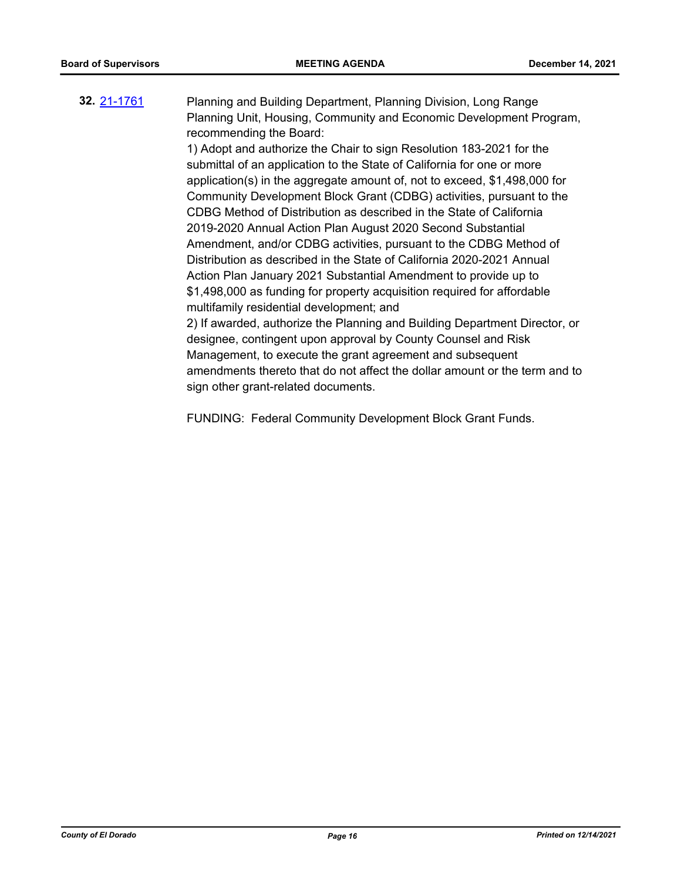**32.** [21-1761](21-1761)

Planning and Building Department, Planning Division, Long Range Planning Unit, Housing, Community and Economic Development Program, recommending the Board:

1) Adopt and authorize the Chair to sign Resolution 183-2021 for the submittal of an application to the State of California for one or more application(s) in the aggregate amount of, not to exceed, $1,498,000 for Community Development Block Grant (CDBG) activities, pursuant to the CDBG Method of Distribution as described in the State of California 2019-2020 Annual Action Plan August 2020 Second Substantial Amendment, and/or CDBG activities, pursuant to the CDBG Method of Distribution as described in the State of California 2020-2021 Annual Action Plan January 2021 Substantial Amendment to provide up to $1,498,000 as funding for property acquisition required for affordable multifamily residential development; and

2) If awarded, authorize the Planning and Building Department Director, or designee, contingent upon approval by County Counsel and Risk Management, to execute the grant agreement and subsequent amendments thereto that do not affect the dollar amount or the term and to sign other grant-related documents.

FUNDING: Federal Community Development Block Grant Funds.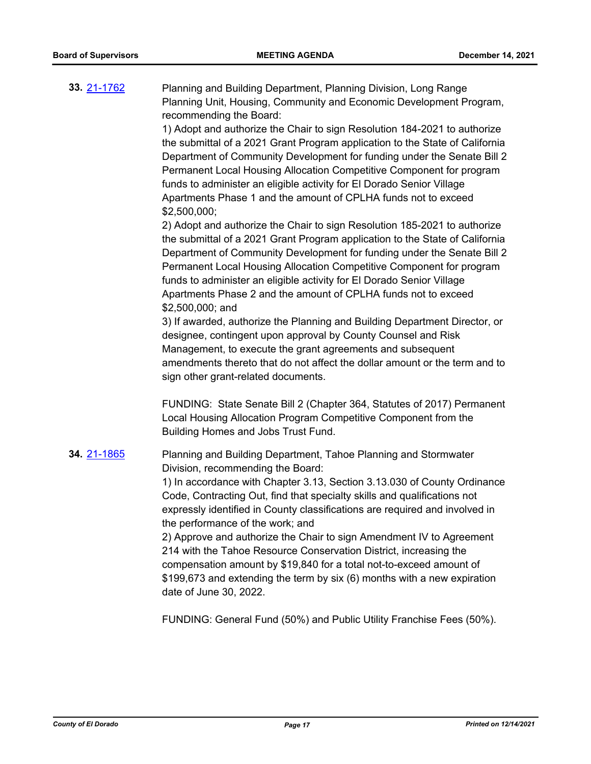**33.** [21-1762](21-1762)

Planning and Building Department, Planning Division, Long Range Planning Unit, Housing, Community and Economic Development Program, recommending the Board:

1) Adopt and authorize the Chair to sign Resolution 184-2021 to authorize the submittal of a 2021 Grant Program application to the State of California Department of Community Development for funding under the Senate Bill 2 Permanent Local Housing Allocation Competitive Component for program funds to administer an eligible activity for El Dorado Senior Village Apartments Phase 1 and the amount of CPLHA funds not to exceed $2,500,000;

2) Adopt and authorize the Chair to sign Resolution 185-2021 to authorize the submittal of a 2021 Grant Program application to the State of California Department of Community Development for funding under the Senate Bill 2 Permanent Local Housing Allocation Competitive Component for program funds to administer an eligible activity for El Dorado Senior Village Apartments Phase 2 and the amount of CPLHA funds not to exceed $2,500,000; and

3) If awarded, authorize the Planning and Building Department Director, or designee, contingent upon approval by County Counsel and Risk Management, to execute the grant agreements and subsequent amendments thereto that do not affect the dollar amount or the term and to sign other grant-related documents.

FUNDING: State Senate Bill 2 (Chapter 364, Statutes of 2017) Permanent Local Housing Allocation Program Competitive Component from the Building Homes and Jobs Trust Fund.

**34.** [21-1865](21-1865)

Planning and Building Department, Tahoe Planning and Stormwater Division, recommending the Board:

1) In accordance with Chapter 3.13, Section 3.13.030 of County Ordinance Code, Contracting Out, find that specialty skills and qualifications not expressly identified in County classifications are required and involved in the performance of the work; and

2) Approve and authorize the Chair to sign Amendment IV to Agreement 214 with the Tahoe Resource Conservation District, increasing the compensation amount by $19,840 for a total not-to-exceed amount of $199,673 and extending the term by six (6) months with a new expiration date of June 30, 2022.

FUNDING: General Fund (50%) and Public Utility Franchise Fees (50%).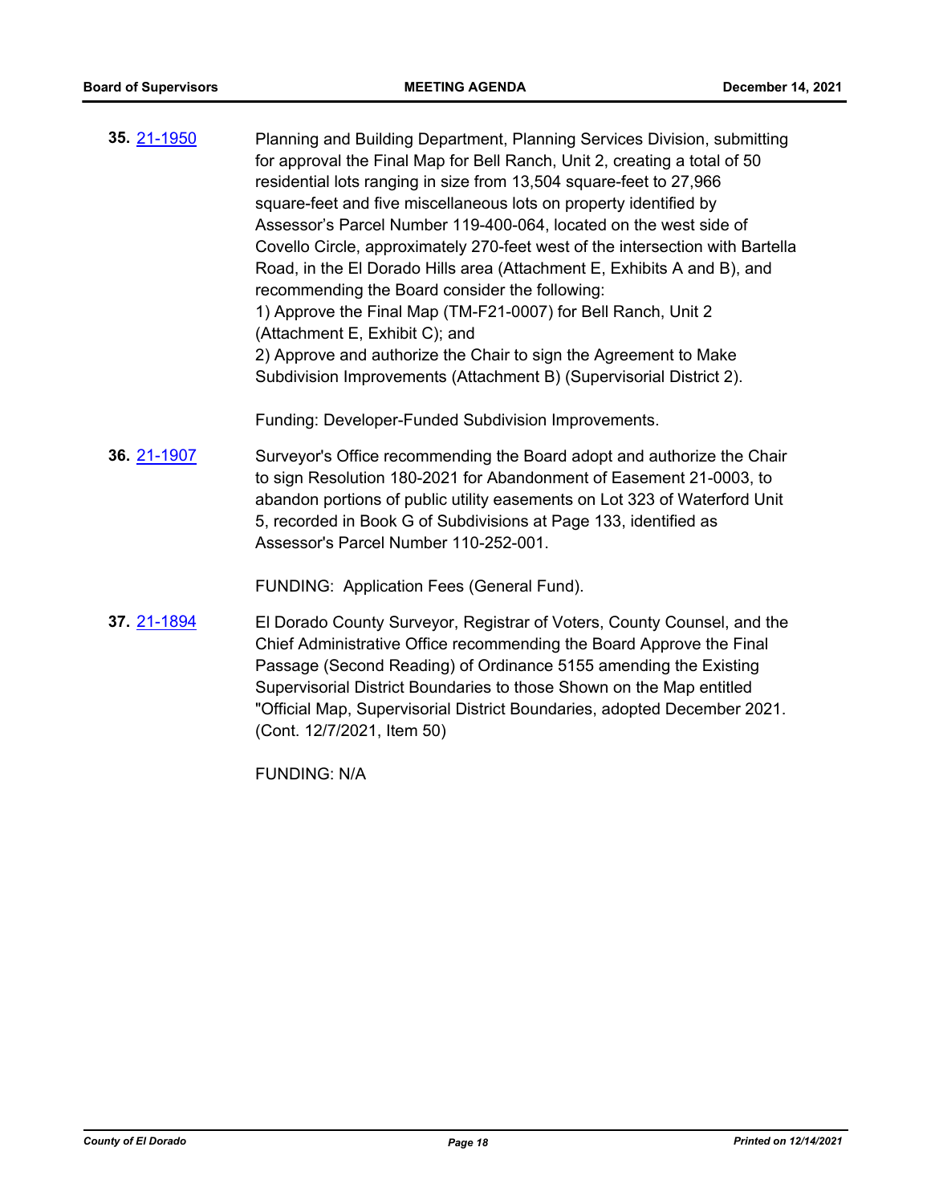**35.** 21-1950

Planning and Building Department, Planning Services Division, submitting for approval the Final Map for Bell Ranch, Unit 2, creating a total of 50 residential lots ranging in size from 13,504 square-feet to 27,966 square-feet and five miscellaneous lots on property identified by Assessor's Parcel Number 119-400-064, located on the west side of Covello Circle, approximately 270-feet west of the intersection with Bartella Road, in the El Dorado Hills area (Attachment E, Exhibits A and B), and recommending the Board consider the following:
1) Approve the Final Map (TM-F21-0007) for Bell Ranch, Unit 2 (Attachment E, Exhibit C); and
2) Approve and authorize the Chair to sign the Agreement to Make Subdivision Improvements (Attachment B) (Supervisorial District 2).

Funding: Developer-Funded Subdivision Improvements.

**36.** 21-1907

Surveyor's Office recommending the Board adopt and authorize the Chair to sign Resolution 180-2021 for Abandonment of Easement 21-0003, to abandon portions of public utility easements on Lot 323 of Waterford Unit 5, recorded in Book G of Subdivisions at Page 133, identified as Assessor's Parcel Number 110-252-001.

FUNDING: Application Fees (General Fund).

**37.** 21-1894

El Dorado County Surveyor, Registrar of Voters, County Counsel, and the Chief Administrative Office recommending the Board Approve the Final Passage (Second Reading) of Ordinance 5155 amending the Existing Supervisorial District Boundaries to those Shown on the Map entitled "Official Map, Supervisorial District Boundaries, adopted December 2021. (Cont. 12/7/2021, Item 50)

FUNDING: N/A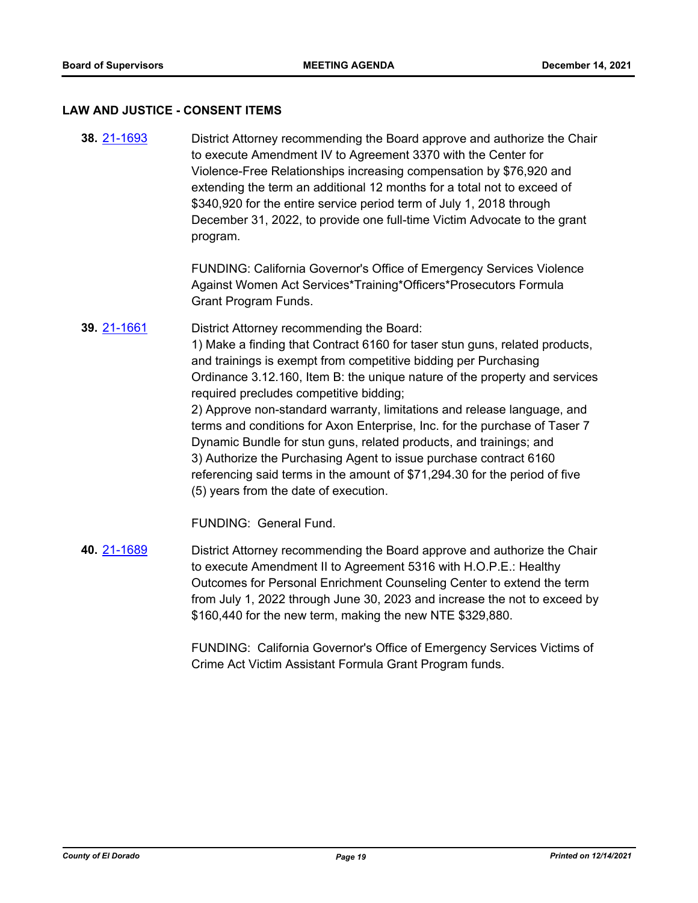## LAW AND JUSTICE - CONSENT ITEMS

**38.** 21-1693 District Attorney recommending the Board approve and authorize the Chair to execute Amendment IV to Agreement 3370 with the Center for Violence-Free Relationships increasing compensation by $76,920 and extending the term an additional 12 months for a total not to exceed of $340,920 for the entire service period term of July 1, 2018 through December 31, 2022, to provide one full-time Victim Advocate to the grant program.

FUNDING: California Governor's Office of Emergency Services Violence Against Women Act Services*Training*Officers*Prosecutors Formula Grant Program Funds.

**39.** 21-1661 District Attorney recommending the Board:

1) Make a finding that Contract 6160 for taser stun guns, related products, and trainings is exempt from competitive bidding per Purchasing Ordinance 3.12.160, Item B: the unique nature of the property and services required precludes competitive bidding;

2) Approve non-standard warranty, limitations and release language, and terms and conditions for Axon Enterprise, Inc. for the purchase of Taser 7 Dynamic Bundle for stun guns, related products, and trainings; and

3) Authorize the Purchasing Agent to issue purchase contract 6160 referencing said terms in the amount of $71,294.30 for the period of five (5) years from the date of execution.

FUNDING: General Fund.

**40.** 21-1689 District Attorney recommending the Board approve and authorize the Chair to execute Amendment II to Agreement 5316 with H.O.P.E.: Healthy Outcomes for Personal Enrichment Counseling Center to extend the term from July 1, 2022 through June 30, 2023 and increase the not to exceed by $160,440 for the new term, making the new NTE $329,880.

FUNDING: California Governor's Office of Emergency Services Victims of Crime Act Victim Assistant Formula Grant Program funds.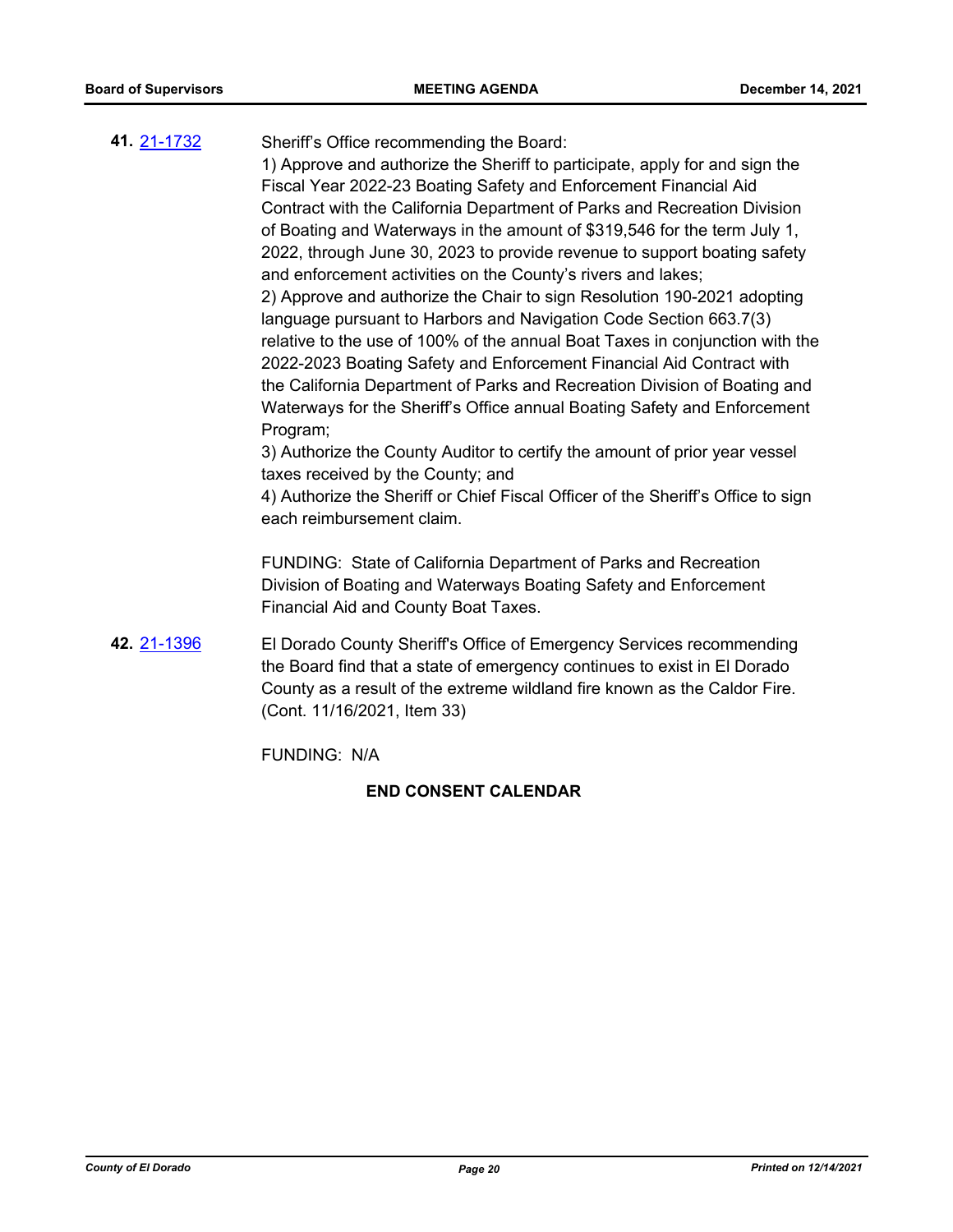**41.** 21-1732

Sheriff's Office recommending the Board:

1) Approve and authorize the Sheriff to participate, apply for and sign the Fiscal Year 2022-23 Boating Safety and Enforcement Financial Aid Contract with the California Department of Parks and Recreation Division of Boating and Waterways in the amount of $319,546 for the term July 1, 2022, through June 30, 2023 to provide revenue to support boating safety and enforcement activities on the County's rivers and lakes;

2) Approve and authorize the Chair to sign Resolution 190-2021 adopting language pursuant to Harbors and Navigation Code Section 663.7(3) relative to the use of 100% of the annual Boat Taxes in conjunction with the 2022-2023 Boating Safety and Enforcement Financial Aid Contract with the California Department of Parks and Recreation Division of Boating and Waterways for the Sheriff's Office annual Boating Safety and Enforcement Program;

3) Authorize the County Auditor to certify the amount of prior year vessel taxes received by the County; and

4) Authorize the Sheriff or Chief Fiscal Officer of the Sheriff's Office to sign each reimbursement claim.

FUNDING: State of California Department of Parks and Recreation Division of Boating and Waterways Boating Safety and Enforcement Financial Aid and County Boat Taxes.

**42.** 21-1396

El Dorado County Sheriff's Office of Emergency Services recommending the Board find that a state of emergency continues to exist in El Dorado County as a result of the extreme wildland fire known as the Caldor Fire. (Cont. 11/16/2021, Item 33)

FUNDING: N/A

**END CONSENT CALENDAR**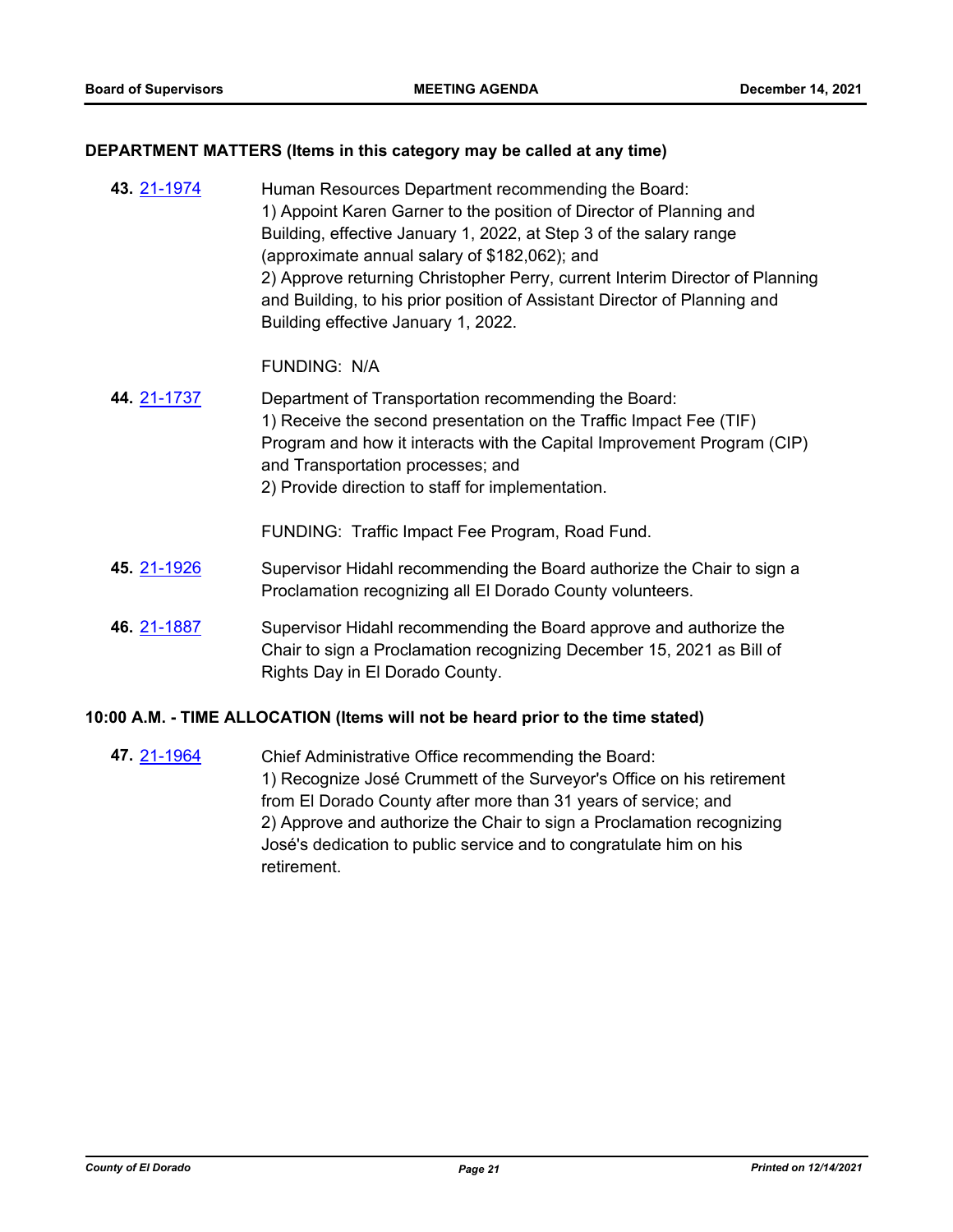## DEPARTMENT MATTERS (Items in this category may be called at any time)

**43.** 21-1974

Human Resources Department recommending the Board:
1) Appoint Karen Garner to the position of Director of Planning and Building, effective January 1, 2022, at Step 3 of the salary range (approximate annual salary of $182,062); and
2) Approve returning Christopher Perry, current Interim Director of Planning and Building, to his prior position of Assistant Director of Planning and Building effective January 1, 2022.

FUNDING: N/A

**44.** 21-1737

Department of Transportation recommending the Board:
1) Receive the second presentation on the Traffic Impact Fee (TIF) Program and how it interacts with the Capital Improvement Program (CIP) and Transportation processes; and
2) Provide direction to staff for implementation.

FUNDING: Traffic Impact Fee Program, Road Fund.

**45.** 21-1926

Supervisor Hidahl recommending the Board authorize the Chair to sign a Proclamation recognizing all El Dorado County volunteers.

**46.** 21-1887

Supervisor Hidahl recommending the Board approve and authorize the Chair to sign a Proclamation recognizing December 15, 2021 as Bill of Rights Day in El Dorado County.

## 10:00 A.M. - TIME ALLOCATION (Items will not be heard prior to the time stated)

**47.** 21-1964

Chief Administrative Office recommending the Board:
1) Recognize José Crummett of the Surveyor's Office on his retirement from El Dorado County after more than 31 years of service; and
2) Approve and authorize the Chair to sign a Proclamation recognizing José's dedication to public service and to congratulate him on his retirement.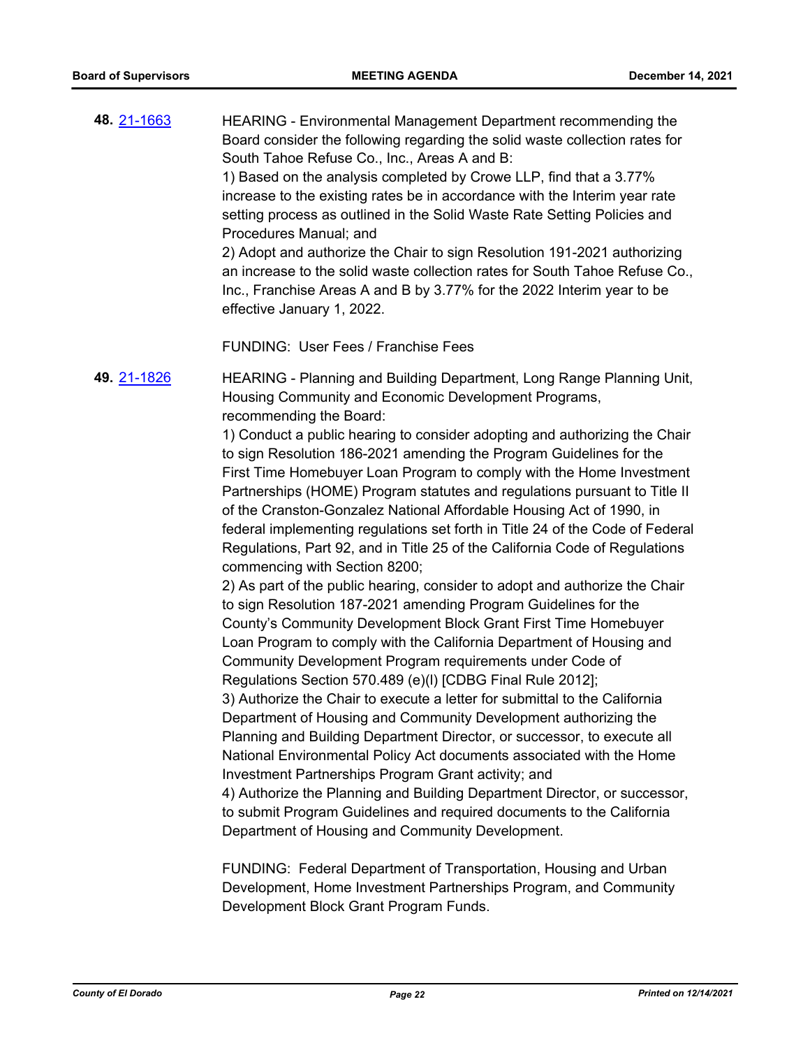**48.** [21-1663](21-1663)

HEARING - Environmental Management Department recommending the Board consider the following regarding the solid waste collection rates for South Tahoe Refuse Co., Inc., Areas A and B:
1) Based on the analysis completed by Crowe LLP, find that a 3.77% increase to the existing rates be in accordance with the Interim year rate setting process as outlined in the Solid Waste Rate Setting Policies and Procedures Manual; and
2) Adopt and authorize the Chair to sign Resolution 191-2021 authorizing an increase to the solid waste collection rates for South Tahoe Refuse Co., Inc., Franchise Areas A and B by 3.77% for the 2022 Interim year to be effective January 1, 2022.

FUNDING: User Fees / Franchise Fees

**49.** [21-1826](21-1826)

HEARING - Planning and Building Department, Long Range Planning Unit, Housing Community and Economic Development Programs, recommending the Board:
1) Conduct a public hearing to consider adopting and authorizing the Chair to sign Resolution 186-2021 amending the Program Guidelines for the First Time Homebuyer Loan Program to comply with the Home Investment Partnerships (HOME) Program statutes and regulations pursuant to Title II of the Cranston-Gonzalez National Affordable Housing Act of 1990, in federal implementing regulations set forth in Title 24 of the Code of Federal Regulations, Part 92, and in Title 25 of the California Code of Regulations commencing with Section 8200;
2) As part of the public hearing, consider to adopt and authorize the Chair to sign Resolution 187-2021 amending Program Guidelines for the County's Community Development Block Grant First Time Homebuyer Loan Program to comply with the California Department of Housing and Community Development Program requirements under Code of Regulations Section 570.489 (e)(l) [CDBG Final Rule 2012];
3) Authorize the Chair to execute a letter for submittal to the California Department of Housing and Community Development authorizing the Planning and Building Department Director, or successor, to execute all National Environmental Policy Act documents associated with the Home Investment Partnerships Program Grant activity; and
4) Authorize the Planning and Building Department Director, or successor, to submit Program Guidelines and required documents to the California Department of Housing and Community Development.

FUNDING: Federal Department of Transportation, Housing and Urban Development, Home Investment Partnerships Program, and Community Development Block Grant Program Funds.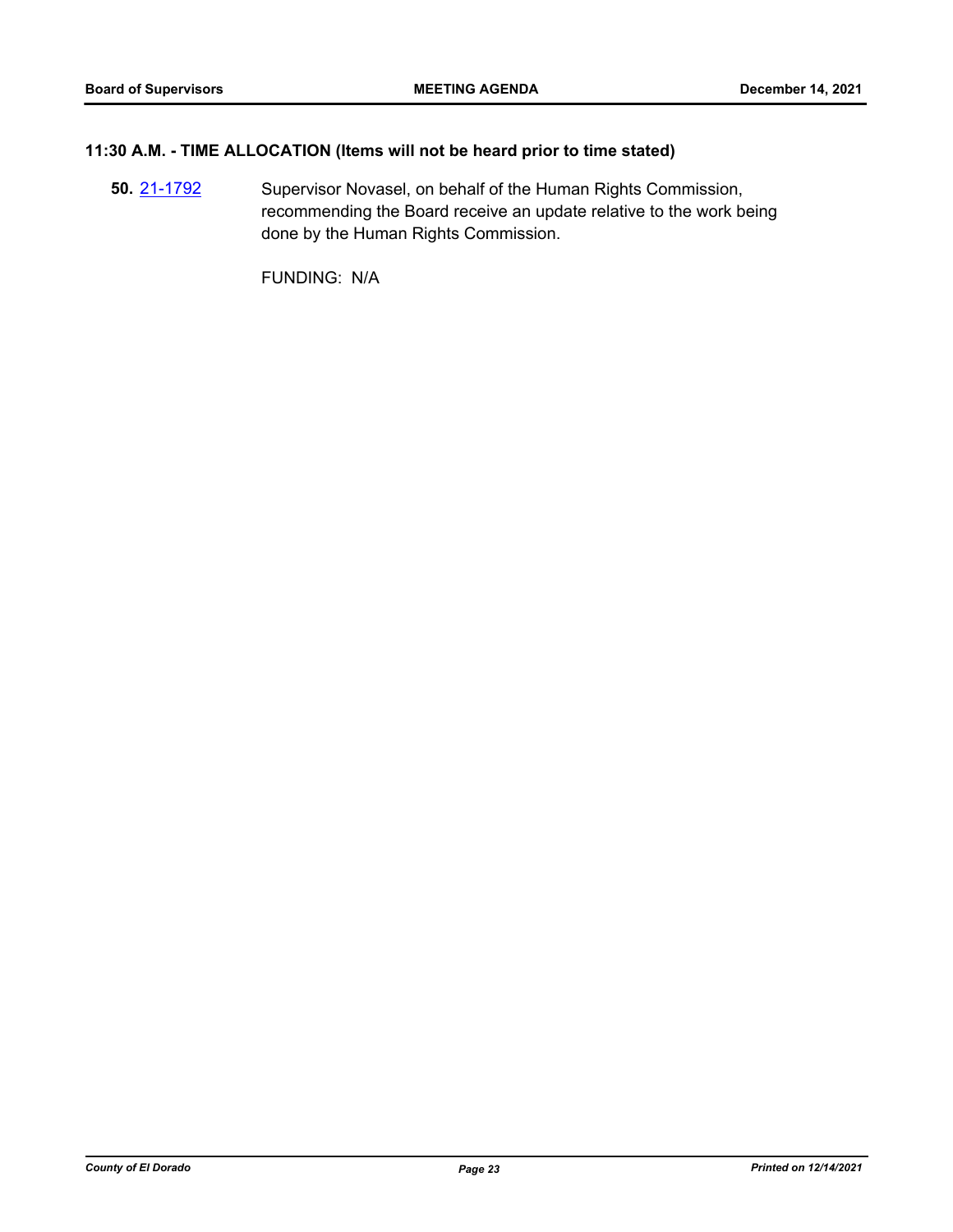## 11:30 A.M. - TIME ALLOCATION (Items will not be heard prior to time stated)

**50.** 21-1792 Supervisor Novasel, on behalf of the Human Rights Commission, recommending the Board receive an update relative to the work being done by the Human Rights Commission.

FUNDING: N/A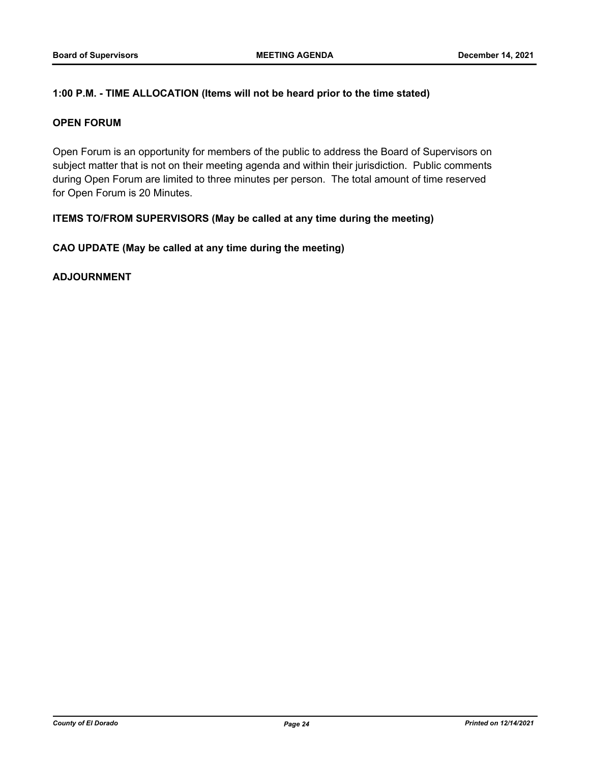**1:00 P.M. - TIME ALLOCATION (Items will not be heard prior to the time stated)**

**OPEN FORUM**

Open Forum is an opportunity for members of the public to address the Board of Supervisors on subject matter that is not on their meeting agenda and within their jurisdiction. Public comments during Open Forum are limited to three minutes per person. The total amount of time reserved for Open Forum is 20 Minutes.

**ITEMS TO/FROM SUPERVISORS (May be called at any time during the meeting)**

**CAO UPDATE (May be called at any time during the meeting)**

**ADJOURNMENT**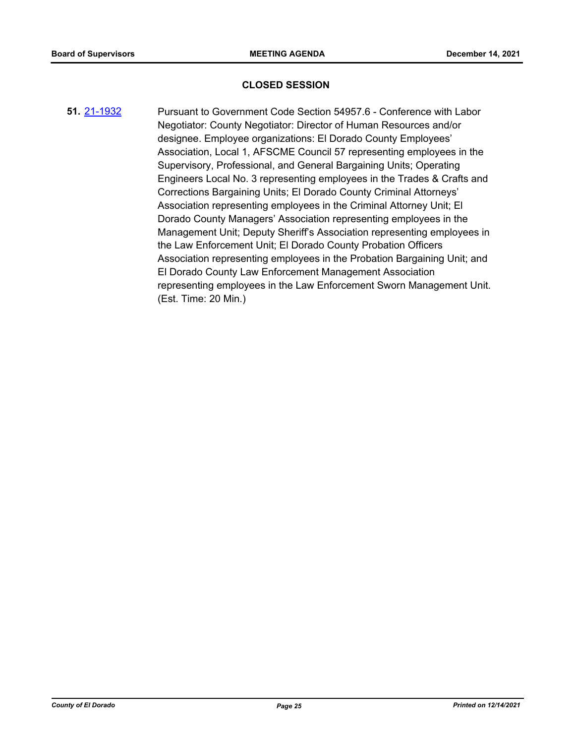## CLOSED SESSION

**51.** 21-1932 Pursuant to Government Code Section 54957.6 - Conference with Labor Negotiator: County Negotiator: Director of Human Resources and/or designee. Employee organizations: El Dorado County Employees' Association, Local 1, AFSCME Council 57 representing employees in the Supervisory, Professional, and General Bargaining Units; Operating Engineers Local No. 3 representing employees in the Trades & Crafts and Corrections Bargaining Units; El Dorado County Criminal Attorneys' Association representing employees in the Criminal Attorney Unit; El Dorado County Managers' Association representing employees in the Management Unit; Deputy Sheriff's Association representing employees in the Law Enforcement Unit; El Dorado County Probation Officers Association representing employees in the Probation Bargaining Unit; and El Dorado County Law Enforcement Management Association representing employees in the Law Enforcement Sworn Management Unit. (Est. Time: 20 Min.)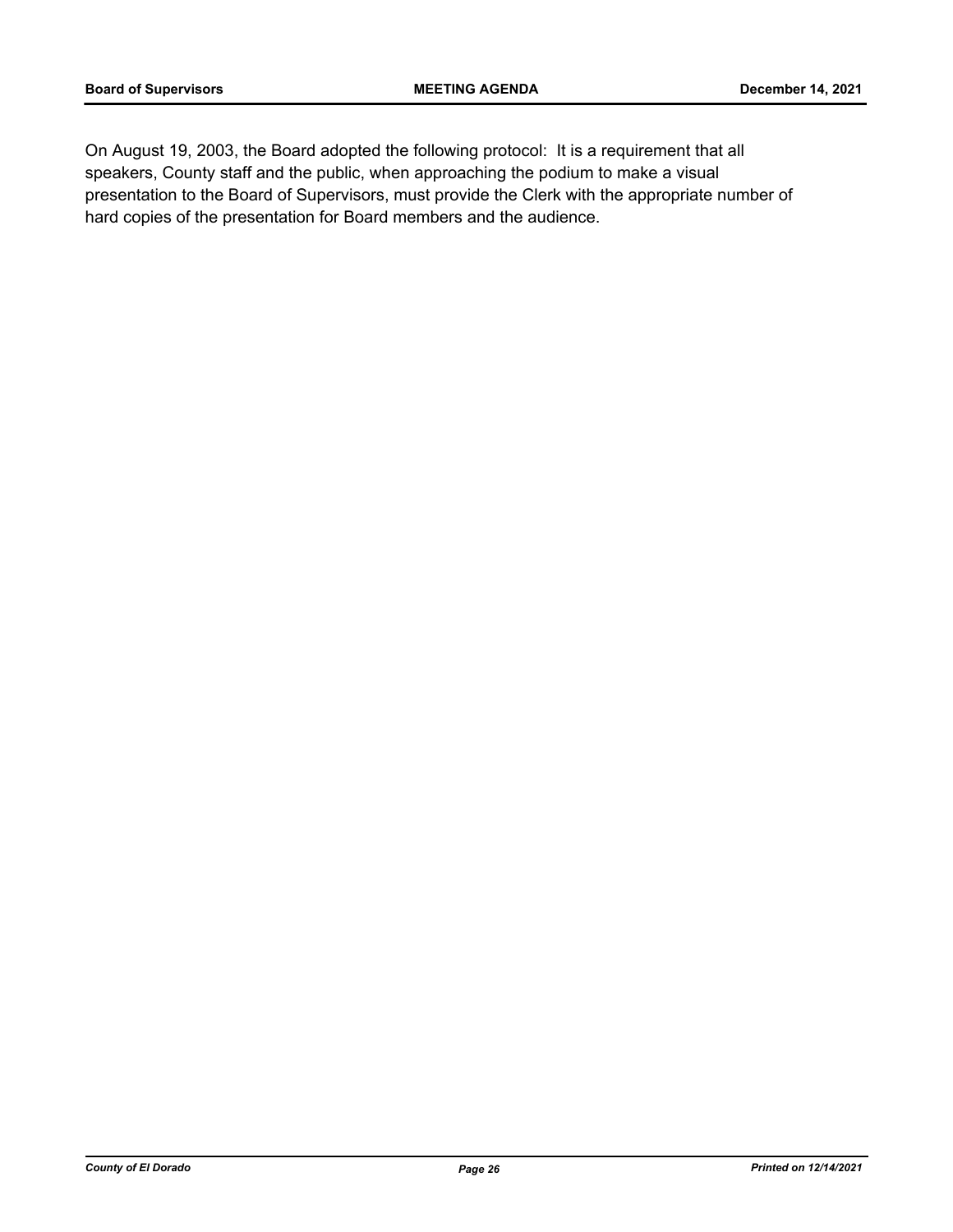On August 19, 2003, the Board adopted the following protocol: It is a requirement that all speakers, County staff and the public, when approaching the podium to make a visual presentation to the Board of Supervisors, must provide the Clerk with the appropriate number of hard copies of the presentation for Board members and the audience.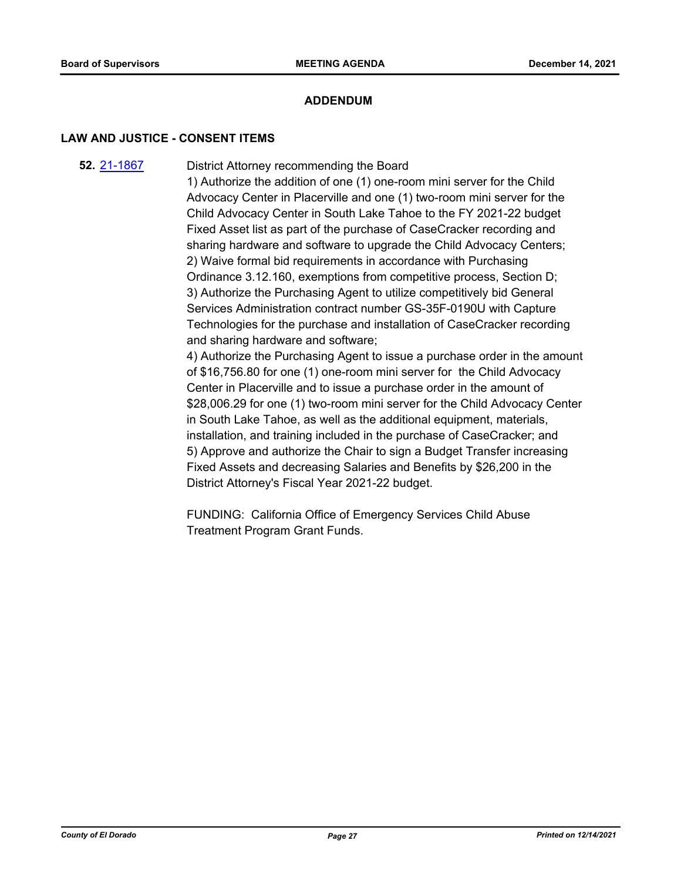## ADDENDUM

### LAW AND JUSTICE - CONSENT ITEMS

**52.** 21-1867

District Attorney recommending the Board
1) Authorize the addition of one (1) one-room mini server for the Child Advocacy Center in Placerville and one (1) two-room mini server for the Child Advocacy Center in South Lake Tahoe to the FY 2021-22 budget Fixed Asset list as part of the purchase of CaseCracker recording and sharing hardware and software to upgrade the Child Advocacy Centers;
2) Waive formal bid requirements in accordance with Purchasing Ordinance 3.12.160, exemptions from competitive process, Section D;
3) Authorize the Purchasing Agent to utilize competitively bid General Services Administration contract number GS-35F-0190U with Capture Technologies for the purchase and installation of CaseCracker recording and sharing hardware and software;
4) Authorize the Purchasing Agent to issue a purchase order in the amount of $16,756.80 for one (1) one-room mini server for the Child Advocacy Center in Placerville and to issue a purchase order in the amount of $28,006.29 for one (1) two-room mini server for the Child Advocacy Center in South Lake Tahoe, as well as the additional equipment, materials, installation, and training included in the purchase of CaseCracker; and
5) Approve and authorize the Chair to sign a Budget Transfer increasing Fixed Assets and decreasing Salaries and Benefits by $26,200 in the District Attorney's Fiscal Year 2021-22 budget.

FUNDING: California Office of Emergency Services Child Abuse Treatment Program Grant Funds.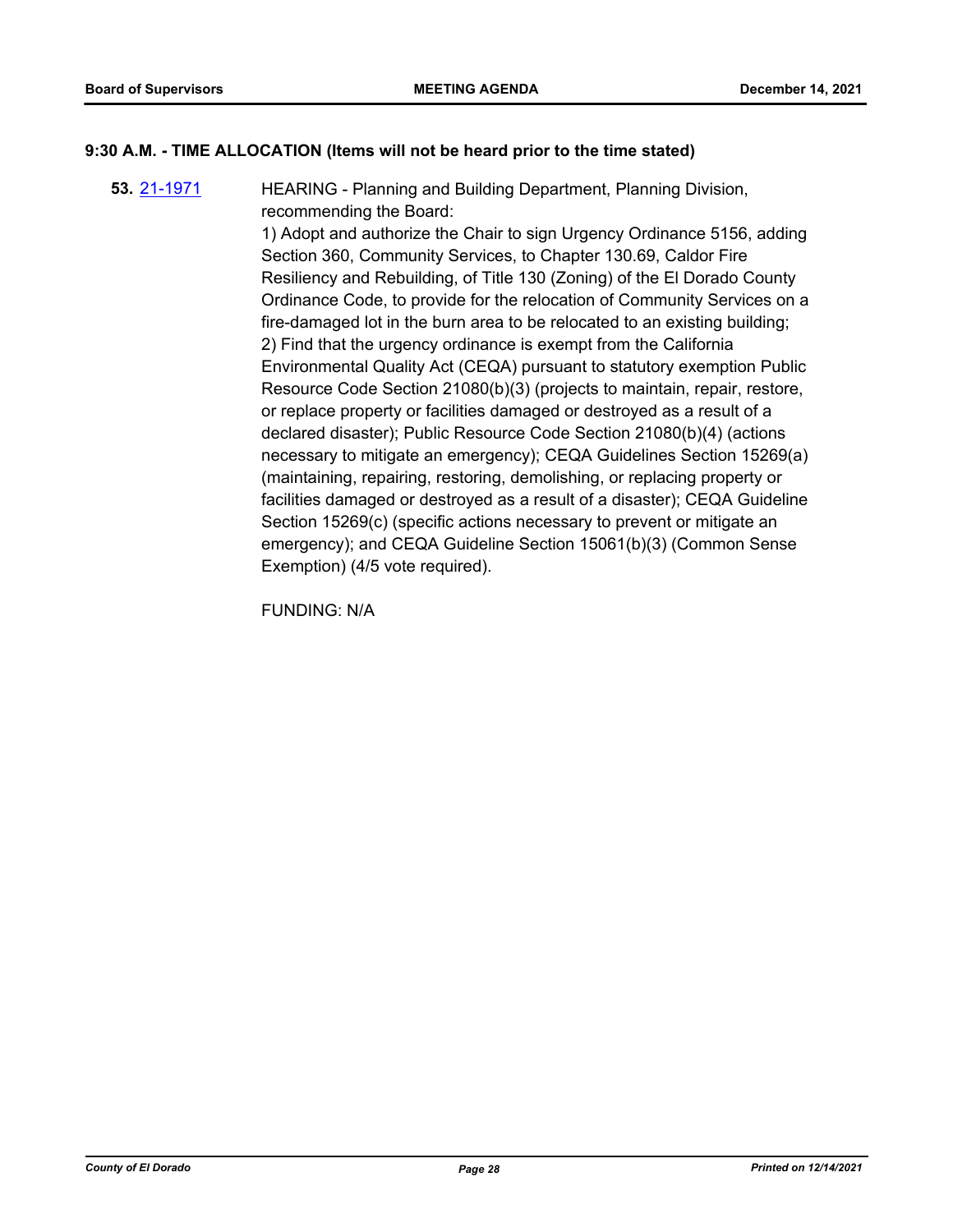**9:30 A.M. - TIME ALLOCATION (Items will not be heard prior to the time stated)**

**53.** [21-1971] HEARING - Planning and Building Department, Planning Division, recommending the Board:

1) Adopt and authorize the Chair to sign Urgency Ordinance 5156, adding Section 360, Community Services, to Chapter 130.69, Caldor Fire Resiliency and Rebuilding, of Title 130 (Zoning) of the El Dorado County Ordinance Code, to provide for the relocation of Community Services on a fire-damaged lot in the burn area to be relocated to an existing building;
2) Find that the urgency ordinance is exempt from the California Environmental Quality Act (CEQA) pursuant to statutory exemption Public Resource Code Section 21080(b)(3) (projects to maintain, repair, restore, or replace property or facilities damaged or destroyed as a result of a declared disaster); Public Resource Code Section 21080(b)(4) (actions necessary to mitigate an emergency); CEQA Guidelines Section 15269(a) (maintaining, repairing, restoring, demolishing, or replacing property or facilities damaged or destroyed as a result of a disaster); CEQA Guideline Section 15269(c) (specific actions necessary to prevent or mitigate an emergency); and CEQA Guideline Section 15061(b)(3) (Common Sense Exemption) (4/5 vote required).

FUNDING: N/A